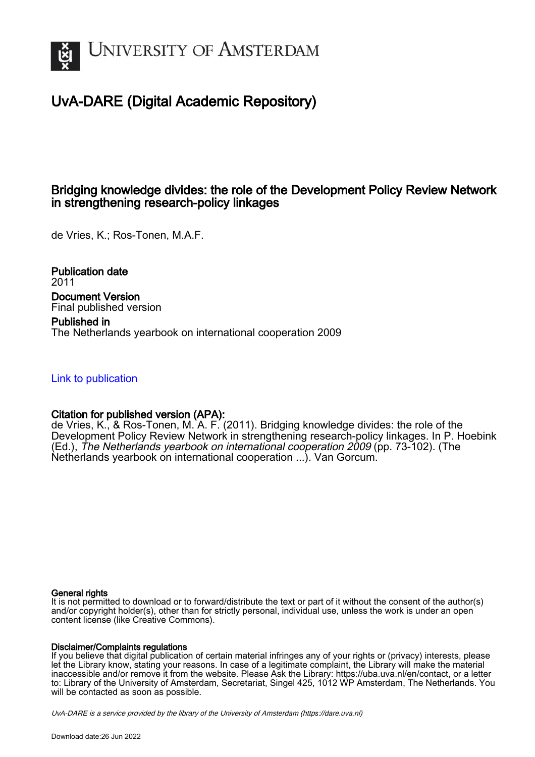# University of Amsterdam

## UvA-DARE (Digital Academic Repository)

### Bridging knowledge divides: the role of the Development Policy Review Network in strengthening research-policy linkages

de Vries, K.; Ros-Tonen, M.A.F.

**Publication date**
2011

**Document Version**
Final published version

**Published in**
The Netherlands yearbook on international cooperation 2009

Link to publication

**Citation for published version (APA):**
de Vries, K., & Ros-Tonen, M. A. F. (2011). Bridging knowledge divides: the role of the Development Policy Review Network in strengthening research-policy linkages. In P. Hoebink (Ed.), *The Netherlands yearbook on international cooperation 2009* (pp. 73-102). (The Netherlands yearbook on international cooperation ...). Van Gorcum.

**General rights**
It is not permitted to download or to forward/distribute the text or part of it without the consent of the author(s) and/or copyright holder(s), other than for strictly personal, individual use, unless the work is under an open content license (like Creative Commons).

**Disclaimer/Complaints regulations**
If you believe that digital publication of certain material infringes any of your rights or (privacy) interests, please let the Library know, stating your reasons. In case of a legitimate complaint, the Library will make the material inaccessible and/or remove it from the website. Please Ask the Library: https://uba.uva.nl/en/contact, or a letter to: Library of the University of Amsterdam, Secretariat, Singel 425, 1012 WP Amsterdam, The Netherlands. You will be contacted as soon as possible.

*UvA-DARE is a service provided by the library of the University of Amsterdam (https://dare.uva.nl)*

Download date:26 Jun 2022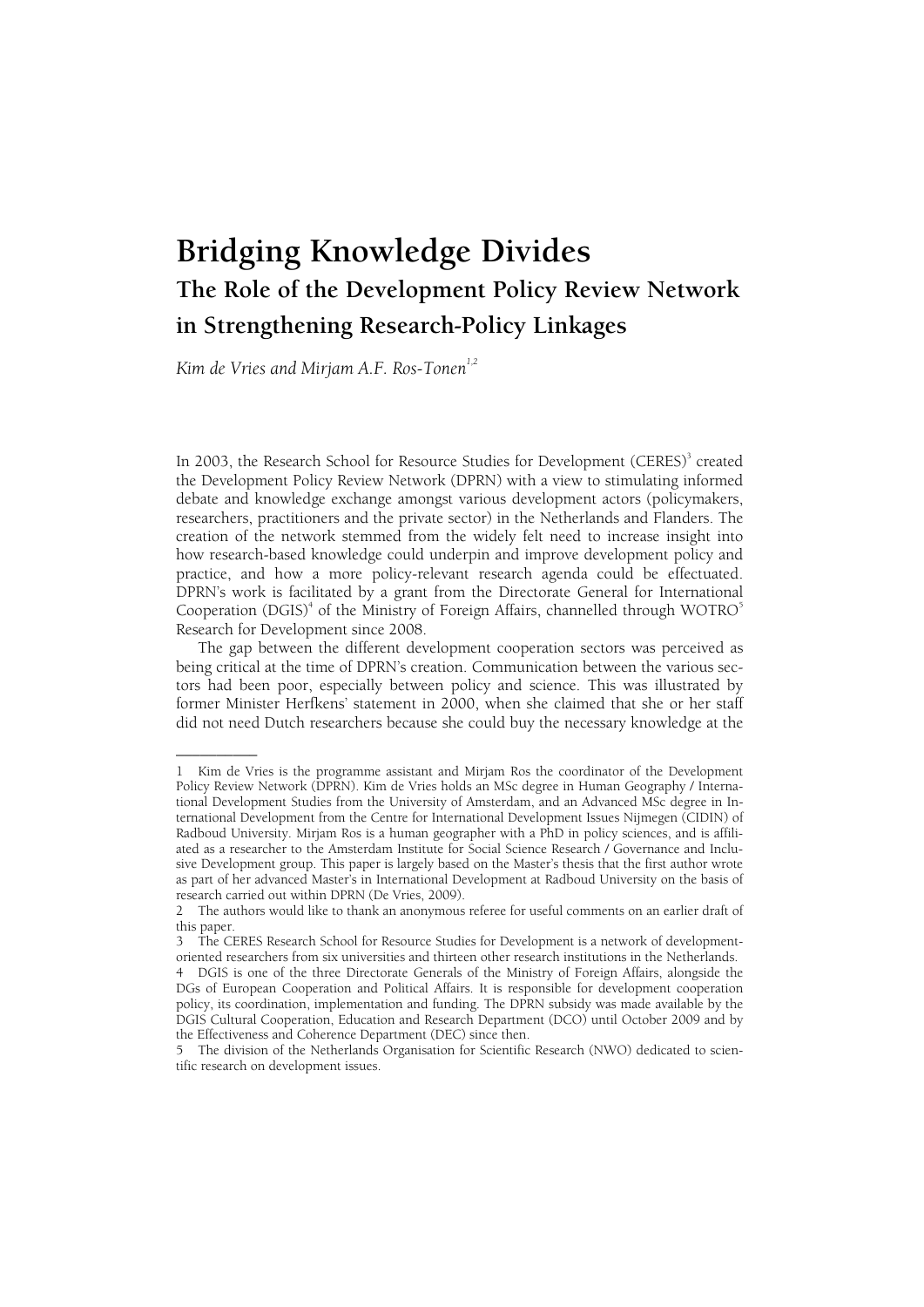# Bridging Knowledge Divides

## The Role of the Development Policy Review Network in Strengthening Research-Policy Linkages

*Kim de Vries and Mirjam A.F. Ros-Tonen*[1,2]

In 2003, the Research School for Resource Studies for Development (CERES)[3] created the Development Policy Review Network (DPRN) with a view to stimulating informed debate and knowledge exchange amongst various development actors (policymakers, researchers, practitioners and the private sector) in the Netherlands and Flanders. The creation of the network stemmed from the widely felt need to increase insight into how research-based knowledge could underpin and improve development policy and practice, and how a more policy-relevant research agenda could be effectuated. DPRN's work is facilitated by a grant from the Directorate General for International Cooperation (DGIS)[4] of the Ministry of Foreign Affairs, channelled through WOTRO[5] Research for Development since 2008.

The gap between the different development cooperation sectors was perceived as being critical at the time of DPRN's creation. Communication between the various sectors had been poor, especially between policy and science. This was illustrated by former Minister Herfkens' statement in 2000, when she claimed that she or her staff did not need Dutch researchers because she could buy the necessary knowledge at the

---

1 Kim de Vries is the programme assistant and Mirjam Ros the coordinator of the Development Policy Review Network (DPRN). Kim de Vries holds an MSc degree in Human Geography / International Development Studies from the University of Amsterdam, and an Advanced MSc degree in International Development from the Centre for International Development Issues Nijmegen (CIDIN) of Radboud University. Mirjam Ros is a human geographer with a PhD in policy sciences, and is affiliated as a researcher to the Amsterdam Institute for Social Science Research / Governance and Inclusive Development group. This paper is largely based on the Master's thesis that the first author wrote as part of her advanced Master's in International Development at Radboud University on the basis of research carried out within DPRN (De Vries, 2009).

2 The authors would like to thank an anonymous referee for useful comments on an earlier draft of this paper.

3 The CERES Research School for Resource Studies for Development is a network of development-oriented researchers from six universities and thirteen other research institutions in the Netherlands.

4 DGIS is one of the three Directorate Generals of the Ministry of Foreign Affairs, alongside the DGs of European Cooperation and Political Affairs. It is responsible for development cooperation policy, its coordination, implementation and funding. The DPRN subsidy was made available by the DGIS Cultural Cooperation, Education and Research Department (DCO) until October 2009 and by the Effectiveness and Coherence Department (DEC) since then.

5 The division of the Netherlands Organisation for Scientific Research (NWO) dedicated to scientific research on development issues.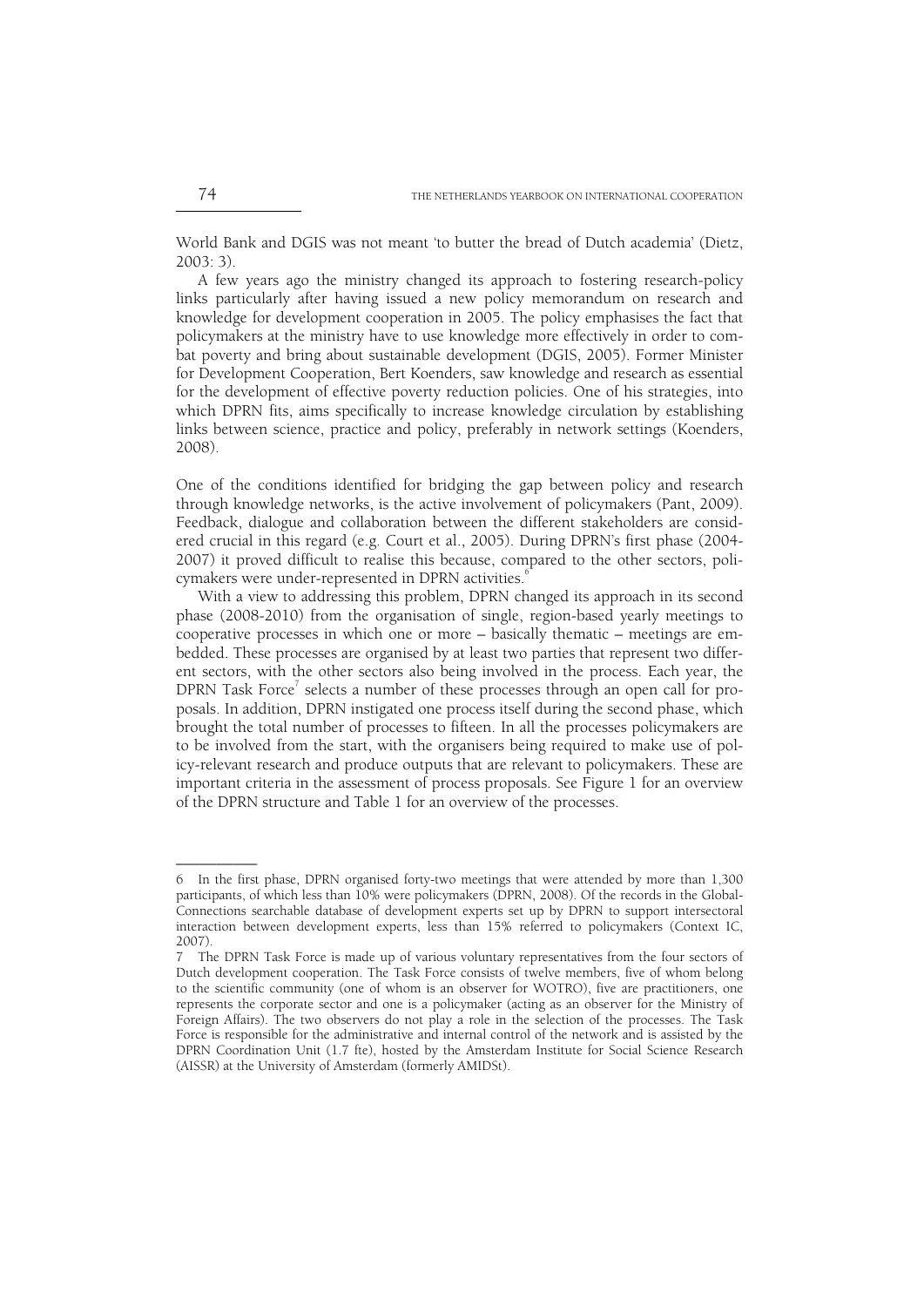World Bank and DGIS was not meant 'to butter the bread of Dutch academia' (Dietz, 2003: 3).

A few years ago the ministry changed its approach to fostering research-policy links particularly after having issued a new policy memorandum on research and knowledge for development cooperation in 2005. The policy emphasises the fact that policymakers at the ministry have to use knowledge more effectively in order to combat poverty and bring about sustainable development (DGIS, 2005). Former Minister for Development Cooperation, Bert Koenders, saw knowledge and research as essential for the development of effective poverty reduction policies. One of his strategies, into which DPRN fits, aims specifically to increase knowledge circulation by establishing links between science, practice and policy, preferably in network settings (Koenders, 2008).

One of the conditions identified for bridging the gap between policy and research through knowledge networks, is the active involvement of policymakers (Pant, 2009). Feedback, dialogue and collaboration between the different stakeholders are considered crucial in this regard (e.g. Court et al., 2005). During DPRN's first phase (2004-2007) it proved difficult to realise this because, compared to the other sectors, policymakers were under-represented in DPRN activities.[6]

With a view to addressing this problem, DPRN changed its approach in its second phase (2008-2010) from the organisation of single, region-based yearly meetings to cooperative processes in which one or more – basically thematic – meetings are embedded. These processes are organised by at least two parties that represent two different sectors, with the other sectors also being involved in the process. Each year, the DPRN Task Force[7] selects a number of these processes through an open call for proposals. In addition, DPRN instigated one process itself during the second phase, which brought the total number of processes to fifteen. In all the processes policymakers are to be involved from the start, with the organisers being required to make use of policy-relevant research and produce outputs that are relevant to policymakers. These are important criteria in the assessment of process proposals. See Figure 1 for an overview of the DPRN structure and Table 1 for an overview of the processes.

---

6 In the first phase, DPRN organised forty-two meetings that were attended by more than 1,300 participants, of which less than 10% were policymakers (DPRN, 2008). Of the records in the Global-Connections searchable database of development experts set up by DPRN to support intersectoral interaction between development experts, less than 15% referred to policymakers (Context IC, 2007).

7 The DPRN Task Force is made up of various voluntary representatives from the four sectors of Dutch development cooperation. The Task Force consists of twelve members, five of whom belong to the scientific community (one of whom is an observer for WOTRO), five are practitioners, one represents the corporate sector and one is a policymaker (acting as an observer for the Ministry of Foreign Affairs). The two observers do not play a role in the selection of the processes. The Task Force is responsible for the administrative and internal control of the network and is assisted by the DPRN Coordination Unit (1.7 fte), hosted by the Amsterdam Institute for Social Science Research (AISSR) at the University of Amsterdam (formerly AMIDSt).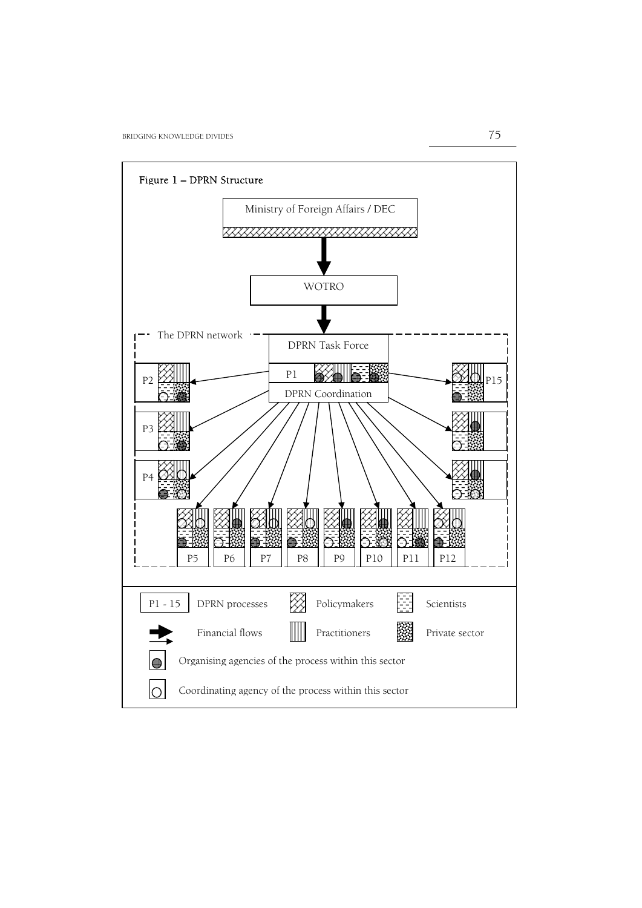**Figure 1 – DPRN Structure**

Ministry of Foreign Affairs / DEC

WOTRO

The DPRN network

DPRN Task Force

P1

DPRN Coordination

P2

P3

P4

P5 P6 P7 P8 P9 P10 P11 P12

P15

| | | | |
|---|---|---|---|
| P1 - 15 | DPRN processes | Policymakers | Scientists |
| | Financial flows | Practitioners | Private sector |

Organising agencies of the process within this sector

Coordinating agency of the process within this sector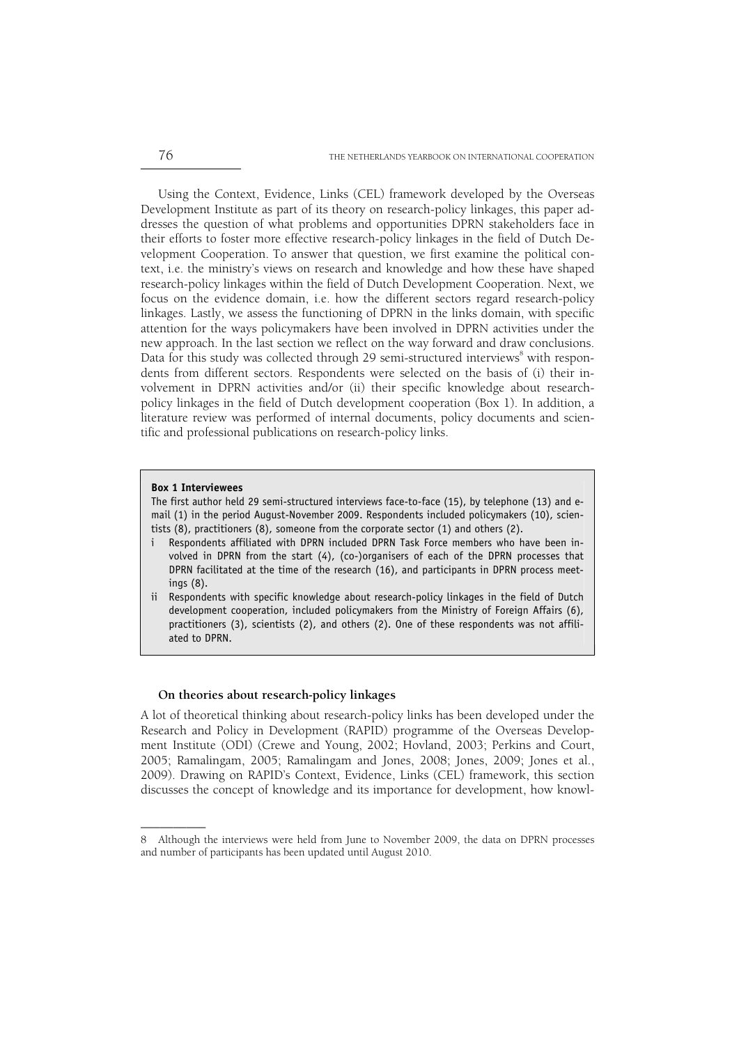Using the Context, Evidence, Links (CEL) framework developed by the Overseas Development Institute as part of its theory on research-policy linkages, this paper addresses the question of what problems and opportunities DPRN stakeholders face in their efforts to foster more effective research-policy linkages in the field of Dutch Development Cooperation. To answer that question, we first examine the political context, i.e. the ministry's views on research and knowledge and how these have shaped research-policy linkages within the field of Dutch Development Cooperation. Next, we focus on the evidence domain, i.e. how the different sectors regard research-policy linkages. Lastly, we assess the functioning of DPRN in the links domain, with specific attention for the ways policymakers have been involved in DPRN activities under the new approach. In the last section we reflect on the way forward and draw conclusions. Data for this study was collected through 29 semi-structured interviews[8] with respondents from different sectors. Respondents were selected on the basis of (i) their involvement in DPRN activities and/or (ii) their specific knowledge about research-policy linkages in the field of Dutch development cooperation (Box 1). In addition, a literature review was performed of internal documents, policy documents and scientific and professional publications on research-policy links.

> **Box 1 Interviewees**
>
> The first author held 29 semi-structured interviews face-to-face (15), by telephone (13) and e-mail (1) in the period August-November 2009. Respondents included policymakers (10), scientists (8), practitioners (8), someone from the corporate sector (1) and others (2).
>
> i Respondents affiliated with DPRN included DPRN Task Force members who have been involved in DPRN from the start (4), (co-)organisers of each of the DPRN processes that DPRN facilitated at the time of the research (16), and participants in DPRN process meetings (8).
>
> ii Respondents with specific knowledge about research-policy linkages in the field of Dutch development cooperation, included policymakers from the Ministry of Foreign Affairs (6), practitioners (3), scientists (2), and others (2). One of these respondents was not affiliated to DPRN.

#### On theories about research-policy linkages

A lot of theoretical thinking about research-policy links has been developed under the Research and Policy in Development (RAPID) programme of the Overseas Development Institute (ODI) (Crewe and Young, 2002; Hovland, 2003; Perkins and Court, 2005; Ramalingam, 2005; Ramalingam and Jones, 2008; Jones, 2009; Jones et al., 2009). Drawing on RAPID's Context, Evidence, Links (CEL) framework, this section discusses the concept of knowledge and its importance for development, how knowl-

---

8 Although the interviews were held from June to November 2009, the data on DPRN processes and number of participants has been updated until August 2010.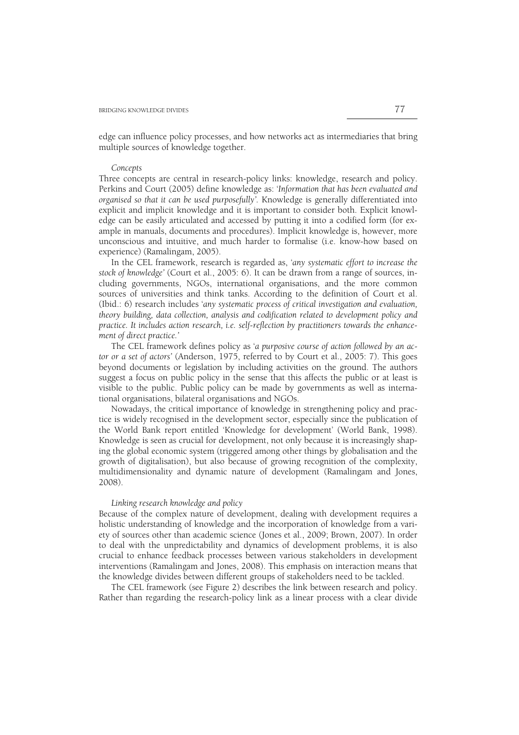edge can influence policy processes, and how networks act as intermediaries that bring multiple sources of knowledge together.

*Concepts*

Three concepts are central in research-policy links: knowledge, research and policy. Perkins and Court (2005) define knowledge as: '*Information that has been evaluated and organised so that it can be used purposefully*'. Knowledge is generally differentiated into explicit and implicit knowledge and it is important to consider both. Explicit knowledge can be easily articulated and accessed by putting it into a codified form (for example in manuals, documents and procedures). Implicit knowledge is, however, more unconscious and intuitive, and much harder to formalise (i.e. know-how based on experience) (Ramalingam, 2005).

In the CEL framework, research is regarded as, '*any systematic effort to increase the stock of knowledge*' (Court et al., 2005: 6). It can be drawn from a range of sources, including governments, NGOs, international organisations, and the more common sources of universities and think tanks. According to the definition of Court et al. (Ibid.: 6) research includes '*any systematic process of critical investigation and evaluation, theory building, data collection, analysis and codification related to development policy and practice. It includes action research, i.e. self-reflection by practitioners towards the enhancement of direct practice.*'

The CEL framework defines policy as '*a purposive course of action followed by an actor or a set of actors*' (Anderson, 1975, referred to by Court et al., 2005: 7). This goes beyond documents or legislation by including activities on the ground. The authors suggest a focus on public policy in the sense that this affects the public or at least is visible to the public. Public policy can be made by governments as well as international organisations, bilateral organisations and NGOs.

Nowadays, the critical importance of knowledge in strengthening policy and practice is widely recognised in the development sector, especially since the publication of the World Bank report entitled 'Knowledge for development' (World Bank, 1998). Knowledge is seen as crucial for development, not only because it is increasingly shaping the global economic system (triggered among other things by globalisation and the growth of digitalisation), but also because of growing recognition of the complexity, multidimensionality and dynamic nature of development (Ramalingam and Jones, 2008).

*Linking research knowledge and policy*

Because of the complex nature of development, dealing with development requires a holistic understanding of knowledge and the incorporation of knowledge from a variety of sources other than academic science (Jones et al., 2009; Brown, 2007). In order to deal with the unpredictability and dynamics of development problems, it is also crucial to enhance feedback processes between various stakeholders in development interventions (Ramalingam and Jones, 2008). This emphasis on interaction means that the knowledge divides between different groups of stakeholders need to be tackled.

The CEL framework (see Figure 2) describes the link between research and policy. Rather than regarding the research-policy link as a linear process with a clear divide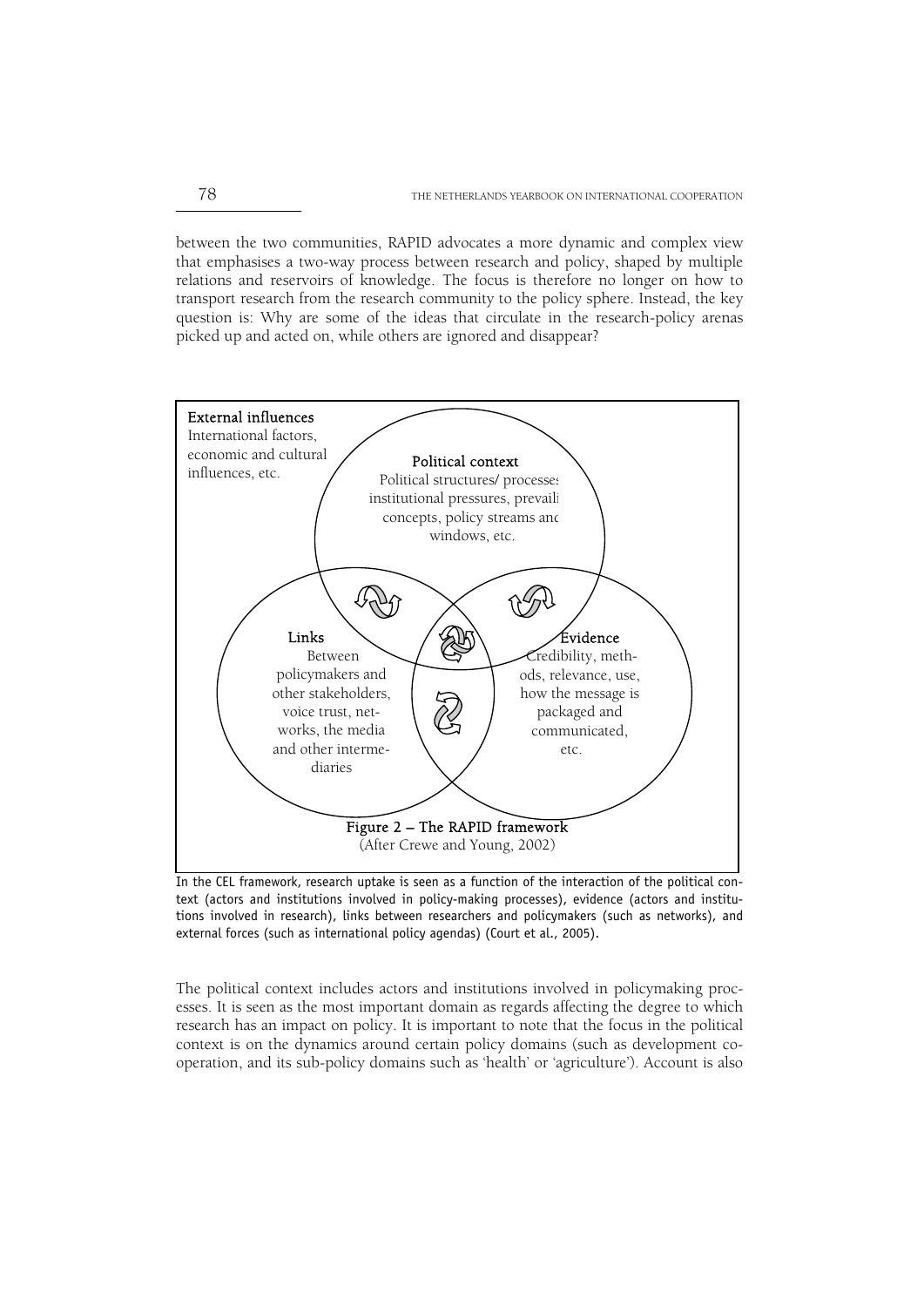between the two communities, RAPID advocates a more dynamic and complex view that emphasises a two-way process between research and policy, shaped by multiple relations and reservoirs of knowledge. The focus is therefore no longer on how to transport research from the research community to the policy sphere. Instead, the key question is: Why are some of the ideas that circulate in the research-policy arenas picked up and acted on, while others are ignored and disappear?

**External influences**
International factors, economic and cultural influences, etc.

**Political context**
Political structures/ processes, institutional pressures, prevailing concepts, policy streams and windows, etc.

**Links**
Between policymakers and other stakeholders, voice trust, networks, the media and other intermediaries

**Evidence**
Credibility, methods, relevance, use, how the message is packaged and communicated, etc.

**Figure 2 – The RAPID framework**
(After Crewe and Young, 2002)

In the CEL framework, research uptake is seen as a function of the interaction of the political context (actors and institutions involved in policy-making processes), evidence (actors and institutions involved in research), links between researchers and policymakers (such as networks), and external forces (such as international policy agendas) (Court et al., 2005).

The political context includes actors and institutions involved in policymaking processes. It is seen as the most important domain as regards affecting the degree to which research has an impact on policy. It is important to note that the focus in the political context is on the dynamics around certain policy domains (such as development cooperation, and its sub-policy domains such as 'health' or 'agriculture'). Account is also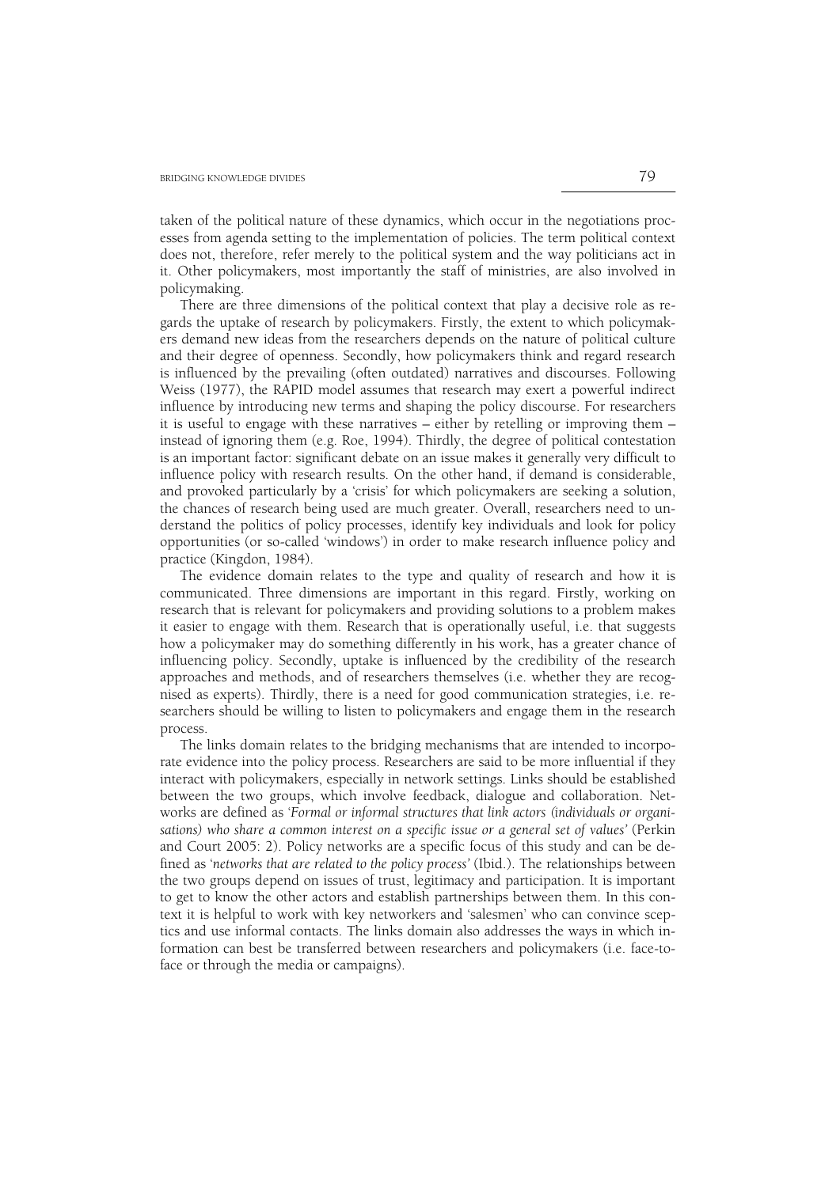taken of the political nature of these dynamics, which occur in the negotiations processes from agenda setting to the implementation of policies. The term political context does not, therefore, refer merely to the political system and the way politicians act in it. Other policymakers, most importantly the staff of ministries, are also involved in policymaking.

There are three dimensions of the political context that play a decisive role as regards the uptake of research by policymakers. Firstly, the extent to which policymakers demand new ideas from the researchers depends on the nature of political culture and their degree of openness. Secondly, how policymakers think and regard research is influenced by the prevailing (often outdated) narratives and discourses. Following Weiss (1977), the RAPID model assumes that research may exert a powerful indirect influence by introducing new terms and shaping the policy discourse. For researchers it is useful to engage with these narratives – either by retelling or improving them – instead of ignoring them (e.g. Roe, 1994). Thirdly, the degree of political contestation is an important factor: significant debate on an issue makes it generally very difficult to influence policy with research results. On the other hand, if demand is considerable, and provoked particularly by a 'crisis' for which policymakers are seeking a solution, the chances of research being used are much greater. Overall, researchers need to understand the politics of policy processes, identify key individuals and look for policy opportunities (or so-called 'windows') in order to make research influence policy and practice (Kingdon, 1984).

The evidence domain relates to the type and quality of research and how it is communicated. Three dimensions are important in this regard. Firstly, working on research that is relevant for policymakers and providing solutions to a problem makes it easier to engage with them. Research that is operationally useful, i.e. that suggests how a policymaker may do something differently in his work, has a greater chance of influencing policy. Secondly, uptake is influenced by the credibility of the research approaches and methods, and of researchers themselves (i.e. whether they are recognised as experts). Thirdly, there is a need for good communication strategies, i.e. researchers should be willing to listen to policymakers and engage them in the research process.

The links domain relates to the bridging mechanisms that are intended to incorporate evidence into the policy process. Researchers are said to be more influential if they interact with policymakers, especially in network settings. Links should be established between the two groups, which involve feedback, dialogue and collaboration. Networks are defined as '*Formal or informal structures that link actors (individuals or organisations) who share a common interest on a specific issue or a general set of values*' (Perkin and Court 2005: 2). Policy networks are a specific focus of this study and can be defined as '*networks that are related to the policy process*' (Ibid.). The relationships between the two groups depend on issues of trust, legitimacy and participation. It is important to get to know the other actors and establish partnerships between them. In this context it is helpful to work with key networkers and 'salesmen' who can convince sceptics and use informal contacts. The links domain also addresses the ways in which information can best be transferred between researchers and policymakers (i.e. face-to-face or through the media or campaigns).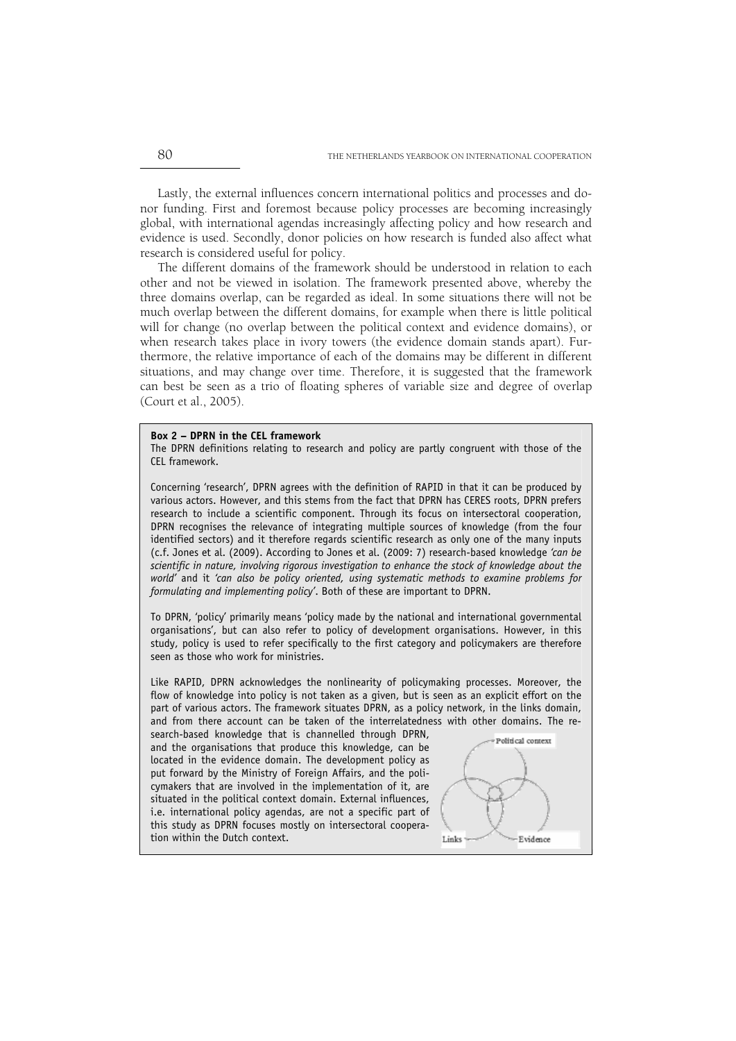Lastly, the external influences concern international politics and processes and donor funding. First and foremost because policy processes are becoming increasingly global, with international agendas increasingly affecting policy and how research and evidence is used. Secondly, donor policies on how research is funded also affect what research is considered useful for policy.

The different domains of the framework should be understood in relation to each other and not be viewed in isolation. The framework presented above, whereby the three domains overlap, can be regarded as ideal. In some situations there will not be much overlap between the different domains, for example when there is little political will for change (no overlap between the political context and evidence domains), or when research takes place in ivory towers (the evidence domain stands apart). Furthermore, the relative importance of each of the domains may be different in different situations, and may change over time. Therefore, it is suggested that the framework can best be seen as a trio of floating spheres of variable size and degree of overlap (Court et al., 2005).

**Box 2 – DPRN in the CEL framework**

The DPRN definitions relating to research and policy are partly congruent with those of the CEL framework.

Concerning 'research', DPRN agrees with the definition of RAPID in that it can be produced by various actors. However, and this stems from the fact that DPRN has CERES roots, DPRN prefers research to include a scientific component. Through its focus on intersectoral cooperation, DPRN recognises the relevance of integrating multiple sources of knowledge (from the four identified sectors) and it therefore regards scientific research as only one of the many inputs (c.f. Jones et al. (2009). According to Jones et al. (2009: 7) research-based knowledge *'can be scientific in nature, involving rigorous investigation to enhance the stock of knowledge about the world'* and it *'can also be policy oriented, using systematic methods to examine problems for formulating and implementing policy'*. Both of these are important to DPRN.

To DPRN, 'policy' primarily means 'policy made by the national and international governmental organisations', but can also refer to policy of development organisations. However, in this study, policy is used to refer specifically to the first category and policymakers are therefore seen as those who work for ministries.

Like RAPID, DPRN acknowledges the nonlinearity of policymaking processes. Moreover, the flow of knowledge into policy is not taken as a given, but is seen as an explicit effort on the part of various actors. The framework situates DPRN, as a policy network, in the links domain, and from there account can be taken of the interrelatedness with other domains. The research-based knowledge that is channelled through DPRN, and the organisations that produce this knowledge, can be located in the evidence domain. The development policy as put forward by the Ministry of Foreign Affairs, and the policymakers that are involved in the implementation of it, are situated in the political context domain. External influences, i.e. international policy agendas, are not a specific part of this study as DPRN focuses mostly on intersectoral cooperation within the Dutch context.

Political context
Links
Evidence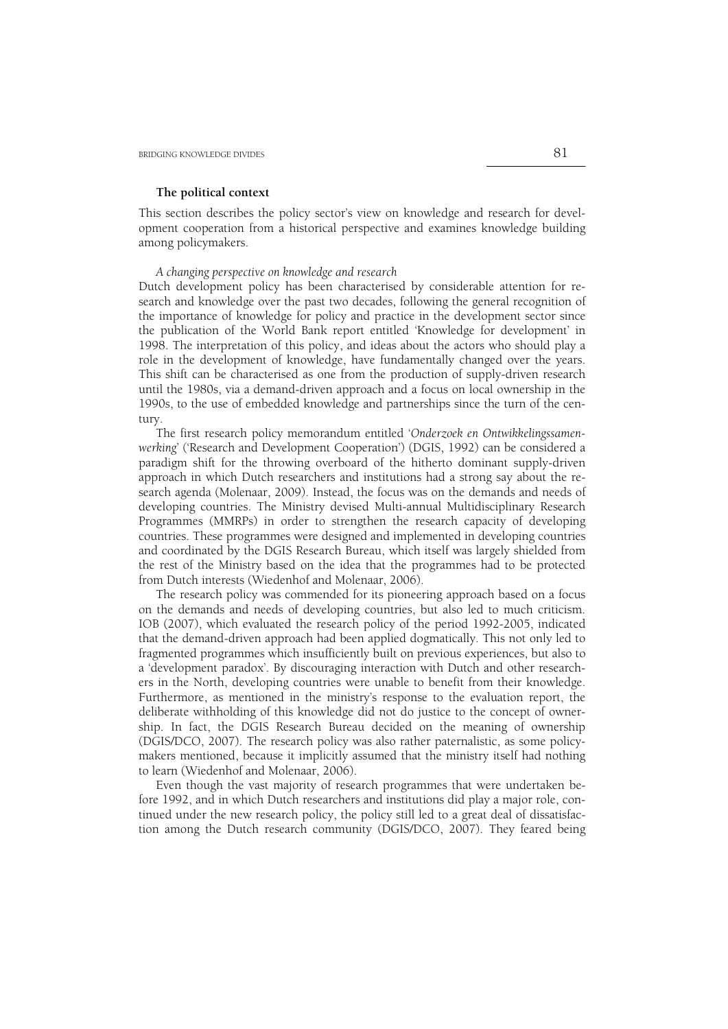### The political context

This section describes the policy sector's view on knowledge and research for development cooperation from a historical perspective and examines knowledge building among policymakers.

#### *A changing perspective on knowledge and research*

Dutch development policy has been characterised by considerable attention for research and knowledge over the past two decades, following the general recognition of the importance of knowledge for policy and practice in the development sector since the publication of the World Bank report entitled 'Knowledge for development' in 1998. The interpretation of this policy, and ideas about the actors who should play a role in the development of knowledge, have fundamentally changed over the years. This shift can be characterised as one from the production of supply-driven research until the 1980s, via a demand-driven approach and a focus on local ownership in the 1990s, to the use of embedded knowledge and partnerships since the turn of the century.

The first research policy memorandum entitled '*Onderzoek en Ontwikkelingssamenwerking*' ('Research and Development Cooperation') (DGIS, 1992) can be considered a paradigm shift for the throwing overboard of the hitherto dominant supply-driven approach in which Dutch researchers and institutions had a strong say about the research agenda (Molenaar, 2009). Instead, the focus was on the demands and needs of developing countries. The Ministry devised Multi-annual Multidisciplinary Research Programmes (MMRPs) in order to strengthen the research capacity of developing countries. These programmes were designed and implemented in developing countries and coordinated by the DGIS Research Bureau, which itself was largely shielded from the rest of the Ministry based on the idea that the programmes had to be protected from Dutch interests (Wiedenhof and Molenaar, 2006).

The research policy was commended for its pioneering approach based on a focus on the demands and needs of developing countries, but also led to much criticism. IOB (2007), which evaluated the research policy of the period 1992-2005, indicated that the demand-driven approach had been applied dogmatically. This not only led to fragmented programmes which insufficiently built on previous experiences, but also to a 'development paradox'. By discouraging interaction with Dutch and other researchers in the North, developing countries were unable to benefit from their knowledge. Furthermore, as mentioned in the ministry's response to the evaluation report, the deliberate withholding of this knowledge did not do justice to the concept of ownership. In fact, the DGIS Research Bureau decided on the meaning of ownership (DGIS/DCO, 2007). The research policy was also rather paternalistic, as some policymakers mentioned, because it implicitly assumed that the ministry itself had nothing to learn (Wiedenhof and Molenaar, 2006).

Even though the vast majority of research programmes that were undertaken before 1992, and in which Dutch researchers and institutions did play a major role, continued under the new research policy, the policy still led to a great deal of dissatisfaction among the Dutch research community (DGIS/DCO, 2007). They feared being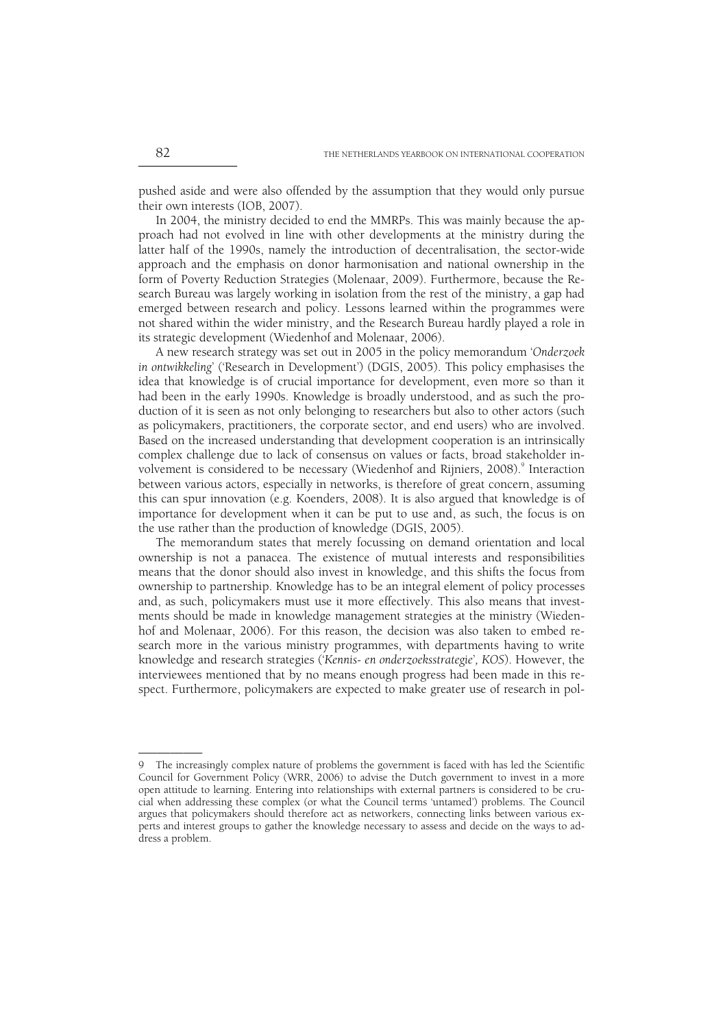pushed aside and were also offended by the assumption that they would only pursue their own interests (IOB, 2007).

In 2004, the ministry decided to end the MMRPs. This was mainly because the approach had not evolved in line with other developments at the ministry during the latter half of the 1990s, namely the introduction of decentralisation, the sector-wide approach and the emphasis on donor harmonisation and national ownership in the form of Poverty Reduction Strategies (Molenaar, 2009). Furthermore, because the Research Bureau was largely working in isolation from the rest of the ministry, a gap had emerged between research and policy. Lessons learned within the programmes were not shared within the wider ministry, and the Research Bureau hardly played a role in its strategic development (Wiedenhof and Molenaar, 2006).

A new research strategy was set out in 2005 in the policy memorandum '*Onderzoek in ontwikkeling*' ('Research in Development') (DGIS, 2005). This policy emphasises the idea that knowledge is of crucial importance for development, even more so than it had been in the early 1990s. Knowledge is broadly understood, and as such the production of it is seen as not only belonging to researchers but also to other actors (such as policymakers, practitioners, the corporate sector, and end users) who are involved. Based on the increased understanding that development cooperation is an intrinsically complex challenge due to lack of consensus on values or facts, broad stakeholder involvement is considered to be necessary (Wiedenhof and Rijniers, 2008).[9] Interaction between various actors, especially in networks, is therefore of great concern, assuming this can spur innovation (e.g. Koenders, 2008). It is also argued that knowledge is of importance for development when it can be put to use and, as such, the focus is on the use rather than the production of knowledge (DGIS, 2005).

The memorandum states that merely focussing on demand orientation and local ownership is not a panacea. The existence of mutual interests and responsibilities means that the donor should also invest in knowledge, and this shifts the focus from ownership to partnership. Knowledge has to be an integral element of policy processes and, as such, policymakers must use it more effectively. This also means that investments should be made in knowledge management strategies at the ministry (Wiedenhof and Molenaar, 2006). For this reason, the decision was also taken to embed research more in the various ministry programmes, with departments having to write knowledge and research strategies ('*Kennis- en onderzoeksstrategie*', *KOS*). However, the interviewees mentioned that by no means enough progress had been made in this respect. Furthermore, policymakers are expected to make greater use of research in pol-

---

9 The increasingly complex nature of problems the government is faced with has led the Scientific Council for Government Policy (WRR, 2006) to advise the Dutch government to invest in a more open attitude to learning. Entering into relationships with external partners is considered to be crucial when addressing these complex (or what the Council terms 'untamed') problems. The Council argues that policymakers should therefore act as networkers, connecting links between various experts and interest groups to gather the knowledge necessary to assess and decide on the ways to address a problem.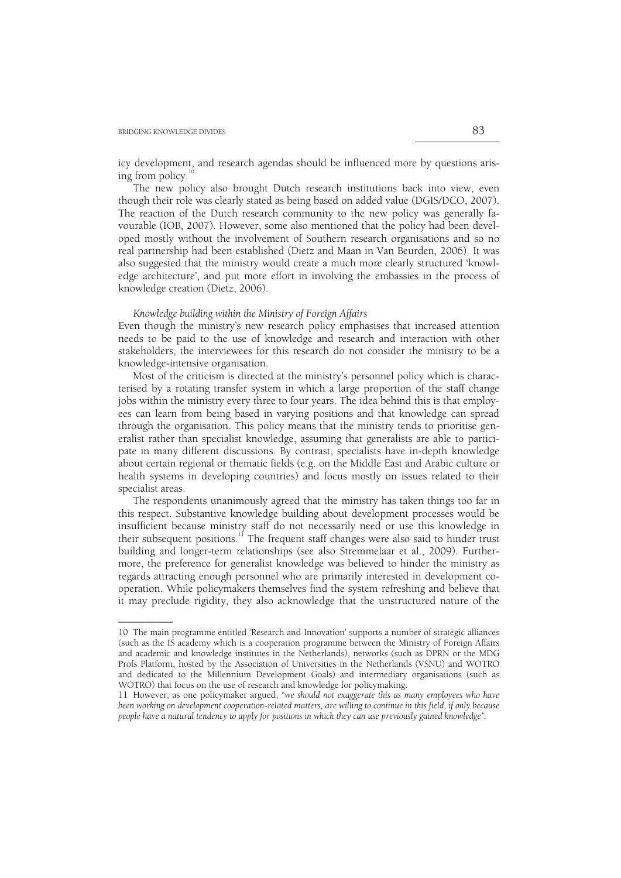icy development, and research agendas should be influenced more by questions arising from policy.[10]

The new policy also brought Dutch research institutions back into view, even though their role was clearly stated as being based on added value (DGIS/DCO, 2007). The reaction of the Dutch research community to the new policy was generally favourable (IOB, 2007). However, some also mentioned that the policy had been developed mostly without the involvement of Southern research organisations and so no real partnership had been established (Dietz and Maan in Van Beurden, 2006). It was also suggested that the ministry would create a much more clearly structured 'knowledge architecture', and put more effort in involving the embassies in the process of knowledge creation (Dietz, 2006).

*Knowledge building within the Ministry of Foreign Affairs*

Even though the ministry's new research policy emphasises that increased attention needs to be paid to the use of knowledge and research and interaction with other stakeholders, the interviewees for this research do not consider the ministry to be a knowledge-intensive organisation.

Most of the criticism is directed at the ministry's personnel policy which is characterised by a rotating transfer system in which a large proportion of the staff change jobs within the ministry every three to four years. The idea behind this is that employees can learn from being based in varying positions and that knowledge can spread through the organisation. This policy means that the ministry tends to prioritise generalist rather than specialist knowledge, assuming that generalists are able to participate in many different discussions. By contrast, specialists have in-depth knowledge about certain regional or thematic fields (e.g. on the Middle East and Arabic culture or health systems in developing countries) and focus mostly on issues related to their specialist areas.

The respondents unanimously agreed that the ministry has taken things too far in this respect. Substantive knowledge building about development processes would be insufficient because ministry staff do not necessarily need or use this knowledge in their subsequent positions.[11] The frequent staff changes were also said to hinder trust building and longer-term relationships (see also Stremmelaar et al., 2009). Furthermore, the preference for generalist knowledge was believed to hinder the ministry as regards attracting enough personnel who are primarily interested in development cooperation. While policymakers themselves find the system refreshing and believe that it may preclude rigidity, they also acknowledge that the unstructured nature of the

---

10 The main programme entitled 'Research and Innovation' supports a number of strategic alliances (such as the IS academy which is a cooperation programme between the Ministry of Foreign Affairs and academic and knowledge institutes in the Netherlands), networks (such as DPRN or the MDG Profs Platform, hosted by the Association of Universities in the Netherlands (VSNU) and WOTRO and dedicated to the Millennium Development Goals) and intermediary organisations (such as WOTRO) that focus on the use of research and knowledge for policymaking.

11 However, as one policymaker argued, "*we should not exaggerate this as many employees who have been working on development cooperation-related matters, are willing to continue in this field, if only because people have a natural tendency to apply for positions in which they can use previously gained knowledge*".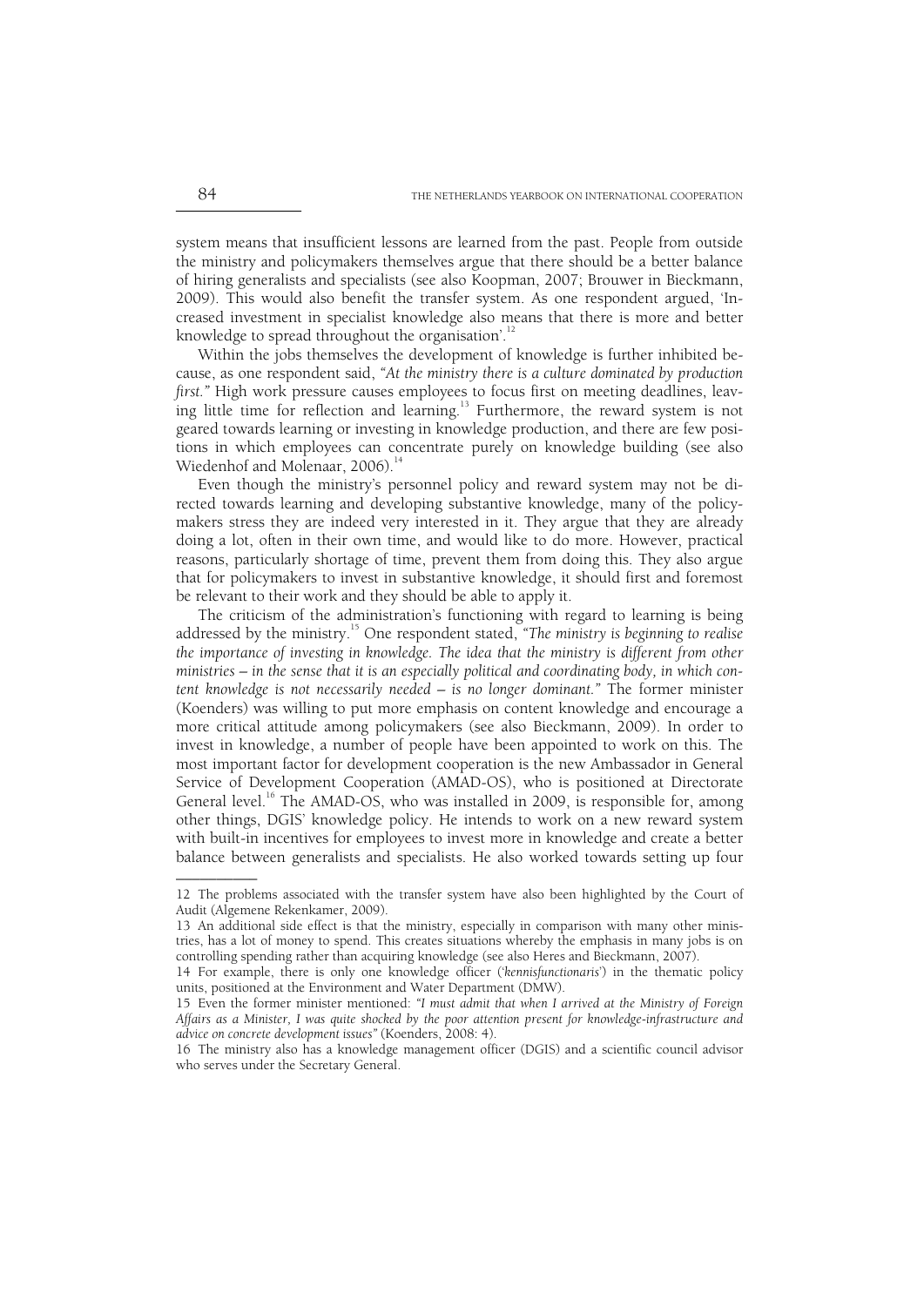system means that insufficient lessons are learned from the past. People from outside the ministry and policymakers themselves argue that there should be a better balance of hiring generalists and specialists (see also Koopman, 2007; Brouwer in Bieckmann, 2009). This would also benefit the transfer system. As one respondent argued, 'Increased investment in specialist knowledge also means that there is more and better knowledge to spread throughout the organisation'.[12]

Within the jobs themselves the development of knowledge is further inhibited because, as one respondent said, *"At the ministry there is a culture dominated by production first."* High work pressure causes employees to focus first on meeting deadlines, leaving little time for reflection and learning.[13] Furthermore, the reward system is not geared towards learning or investing in knowledge production, and there are few positions in which employees can concentrate purely on knowledge building (see also Wiedenhof and Molenaar, 2006).[14]

Even though the ministry's personnel policy and reward system may not be directed towards learning and developing substantive knowledge, many of the policymakers stress they are indeed very interested in it. They argue that they are already doing a lot, often in their own time, and would like to do more. However, practical reasons, particularly shortage of time, prevent them from doing this. They also argue that for policymakers to invest in substantive knowledge, it should first and foremost be relevant to their work and they should be able to apply it.

The criticism of the administration's functioning with regard to learning is being addressed by the ministry.[15] One respondent stated, *"The ministry is beginning to realise the importance of investing in knowledge. The idea that the ministry is different from other ministries – in the sense that it is an especially political and coordinating body, in which content knowledge is not necessarily needed – is no longer dominant."* The former minister (Koenders) was willing to put more emphasis on content knowledge and encourage a more critical attitude among policymakers (see also Bieckmann, 2009). In order to invest in knowledge, a number of people have been appointed to work on this. The most important factor for development cooperation is the new Ambassador in General Service of Development Cooperation (AMAD-OS), who is positioned at Directorate General level.[16] The AMAD-OS, who was installed in 2009, is responsible for, among other things, DGIS' knowledge policy. He intends to work on a new reward system with built-in incentives for employees to invest more in knowledge and create a better balance between generalists and specialists. He also worked towards setting up four

---

12 The problems associated with the transfer system have also been highlighted by the Court of Audit (Algemene Rekenkamer, 2009).

13 An additional side effect is that the ministry, especially in comparison with many other ministries, has a lot of money to spend. This creates situations whereby the emphasis in many jobs is on controlling spending rather than acquiring knowledge (see also Heres and Bieckmann, 2007).

14 For example, there is only one knowledge officer ('*kennisfunctionaris*') in the thematic policy units, positioned at the Environment and Water Department (DMW).

15 Even the former minister mentioned: *"I must admit that when I arrived at the Ministry of Foreign Affairs as a Minister, I was quite shocked by the poor attention present for knowledge-infrastructure and advice on concrete development issues"* (Koenders, 2008: 4).

16 The ministry also has a knowledge management officer (DGIS) and a scientific council advisor who serves under the Secretary General.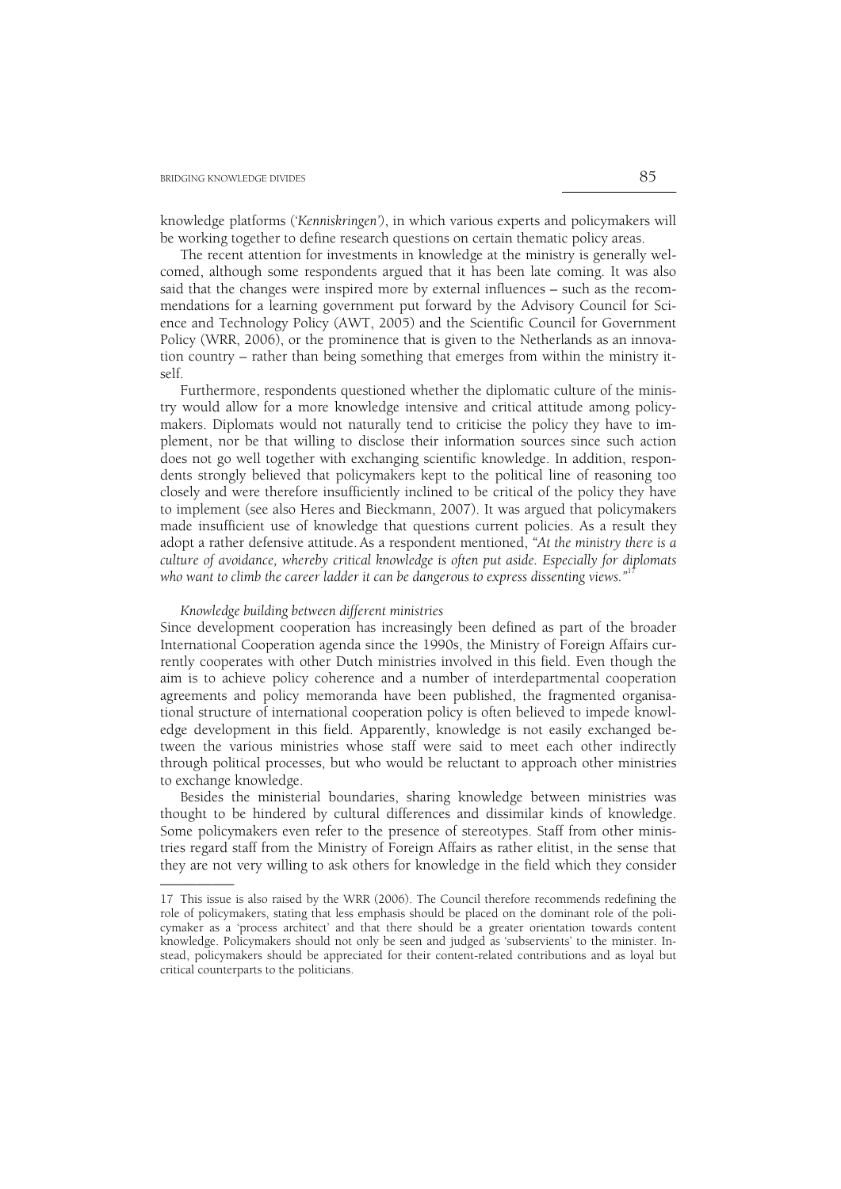knowledge platforms (*'Kenniskringen'*), in which various experts and policymakers will be working together to define research questions on certain thematic policy areas.

The recent attention for investments in knowledge at the ministry is generally welcomed, although some respondents argued that it has been late coming. It was also said that the changes were inspired more by external influences – such as the recommendations for a learning government put forward by the Advisory Council for Science and Technology Policy (AWT, 2005) and the Scientific Council for Government Policy (WRR, 2006), or the prominence that is given to the Netherlands as an innovation country – rather than being something that emerges from within the ministry itself.

Furthermore, respondents questioned whether the diplomatic culture of the ministry would allow for a more knowledge intensive and critical attitude among policymakers. Diplomats would not naturally tend to criticise the policy they have to implement, nor be that willing to disclose their information sources since such action does not go well together with exchanging scientific knowledge. In addition, respondents strongly believed that policymakers kept to the political line of reasoning too closely and were therefore insufficiently inclined to be critical of the policy they have to implement (see also Heres and Bieckmann, 2007). It was argued that policymakers made insufficient use of knowledge that questions current policies. As a result they adopt a rather defensive attitude. As a respondent mentioned, *"At the ministry there is a culture of avoidance, whereby critical knowledge is often put aside. Especially for diplomats who want to climb the career ladder it can be dangerous to express dissenting views."*[17]

*Knowledge building between different ministries*

Since development cooperation has increasingly been defined as part of the broader International Cooperation agenda since the 1990s, the Ministry of Foreign Affairs currently cooperates with other Dutch ministries involved in this field. Even though the aim is to achieve policy coherence and a number of interdepartmental cooperation agreements and policy memoranda have been published, the fragmented organisational structure of international cooperation policy is often believed to impede knowledge development in this field. Apparently, knowledge is not easily exchanged between the various ministries whose staff were said to meet each other indirectly through political processes, but who would be reluctant to approach other ministries to exchange knowledge.

Besides the ministerial boundaries, sharing knowledge between ministries was thought to be hindered by cultural differences and dissimilar kinds of knowledge. Some policymakers even refer to the presence of stereotypes. Staff from other ministries regard staff from the Ministry of Foreign Affairs as rather elitist, in the sense that they are not very willing to ask others for knowledge in the field which they consider

---

17 This issue is also raised by the WRR (2006). The Council therefore recommends redefining the role of policymakers, stating that less emphasis should be placed on the dominant role of the policymaker as a 'process architect' and that there should be a greater orientation towards content knowledge. Policymakers should not only be seen and judged as 'subservients' to the minister. Instead, policymakers should be appreciated for their content-related contributions and as loyal but critical counterparts to the politicians.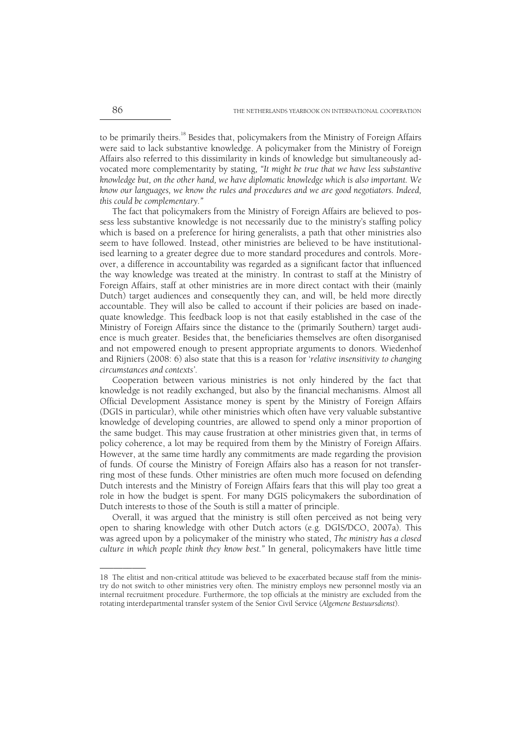to be primarily theirs.[18] Besides that, policymakers from the Ministry of Foreign Affairs were said to lack substantive knowledge. A policymaker from the Ministry of Foreign Affairs also referred to this dissimilarity in kinds of knowledge but simultaneously advocated more complementarity by stating, *"It might be true that we have less substantive knowledge but, on the other hand, we have diplomatic knowledge which is also important. We know our languages, we know the rules and procedures and we are good negotiators. Indeed, this could be complementary."*

The fact that policymakers from the Ministry of Foreign Affairs are believed to possess less substantive knowledge is not necessarily due to the ministry's staffing policy which is based on a preference for hiring generalists, a path that other ministries also seem to have followed. Instead, other ministries are believed to be have institutionalised learning to a greater degree due to more standard procedures and controls. Moreover, a difference in accountability was regarded as a significant factor that influenced the way knowledge was treated at the ministry. In contrast to staff at the Ministry of Foreign Affairs, staff at other ministries are in more direct contact with their (mainly Dutch) target audiences and consequently they can, and will, be held more directly accountable. They will also be called to account if their policies are based on inadequate knowledge. This feedback loop is not that easily established in the case of the Ministry of Foreign Affairs since the distance to the (primarily Southern) target audience is much greater. Besides that, the beneficiaries themselves are often disorganised and not empowered enough to present appropriate arguments to donors. Wiedenhof and Rijniers (2008: 6) also state that this is a reason for '*relative insensitivity to changing circumstances and contexts*'.

Cooperation between various ministries is not only hindered by the fact that knowledge is not readily exchanged, but also by the financial mechanisms. Almost all Official Development Assistance money is spent by the Ministry of Foreign Affairs (DGIS in particular), while other ministries which often have very valuable substantive knowledge of developing countries, are allowed to spend only a minor proportion of the same budget. This may cause frustration at other ministries given that, in terms of policy coherence, a lot may be required from them by the Ministry of Foreign Affairs. However, at the same time hardly any commitments are made regarding the provision of funds. Of course the Ministry of Foreign Affairs also has a reason for not transferring most of these funds. Other ministries are often much more focused on defending Dutch interests and the Ministry of Foreign Affairs fears that this will play too great a role in how the budget is spent. For many DGIS policymakers the subordination of Dutch interests to those of the South is still a matter of principle.

Overall, it was argued that the ministry is still often perceived as not being very open to sharing knowledge with other Dutch actors (e.g. DGIS/DCO, 2007a). This was agreed upon by a policymaker of the ministry who stated, *The ministry has a closed culture in which people think they know best."* In general, policymakers have little time

---

18 The elitist and non-critical attitude was believed to be exacerbated because staff from the ministry do not switch to other ministries very often. The ministry employs new personnel mostly via an internal recruitment procedure. Furthermore, the top officials at the ministry are excluded from the rotating interdepartmental transfer system of the Senior Civil Service (*Algemene Bestuursdienst*).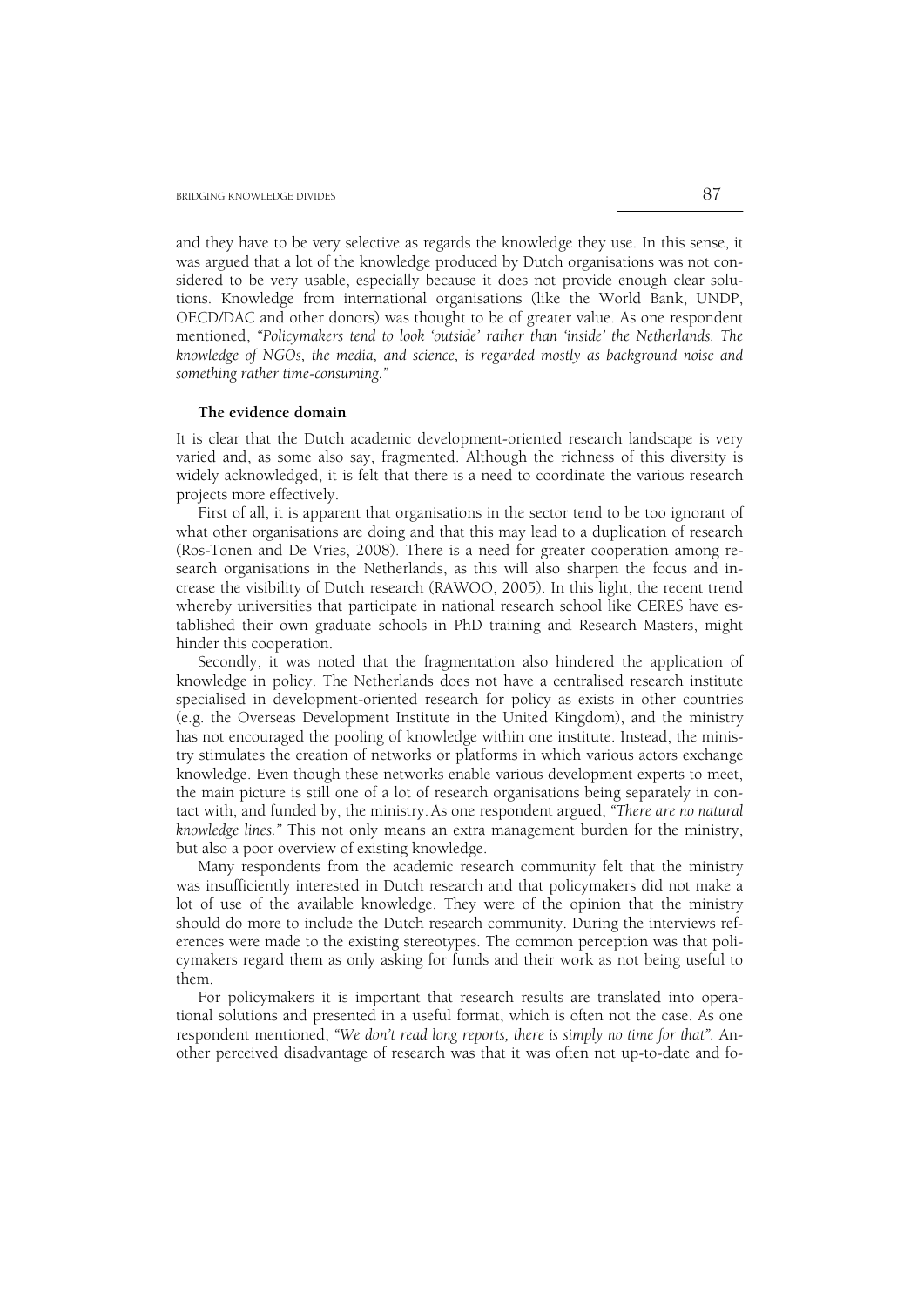and they have to be very selective as regards the knowledge they use. In this sense, it was argued that a lot of the knowledge produced by Dutch organisations was not considered to be very usable, especially because it does not provide enough clear solutions. Knowledge from international organisations (like the World Bank, UNDP, OECD/DAC and other donors) was thought to be of greater value. As one respondent mentioned, *"Policymakers tend to look 'outside' rather than 'inside' the Netherlands. The knowledge of NGOs, the media, and science, is regarded mostly as background noise and something rather time-consuming."*

### The evidence domain

It is clear that the Dutch academic development-oriented research landscape is very varied and, as some also say, fragmented. Although the richness of this diversity is widely acknowledged, it is felt that there is a need to coordinate the various research projects more effectively.

First of all, it is apparent that organisations in the sector tend to be too ignorant of what other organisations are doing and that this may lead to a duplication of research (Ros-Tonen and De Vries, 2008). There is a need for greater cooperation among research organisations in the Netherlands, as this will also sharpen the focus and increase the visibility of Dutch research (RAWOO, 2005). In this light, the recent trend whereby universities that participate in national research school like CERES have established their own graduate schools in PhD training and Research Masters, might hinder this cooperation.

Secondly, it was noted that the fragmentation also hindered the application of knowledge in policy. The Netherlands does not have a centralised research institute specialised in development-oriented research for policy as exists in other countries (e.g. the Overseas Development Institute in the United Kingdom), and the ministry has not encouraged the pooling of knowledge within one institute. Instead, the ministry stimulates the creation of networks or platforms in which various actors exchange knowledge. Even though these networks enable various development experts to meet, the main picture is still one of a lot of research organisations being separately in contact with, and funded by, the ministry. As one respondent argued, *"There are no natural knowledge lines."* This not only means an extra management burden for the ministry, but also a poor overview of existing knowledge.

Many respondents from the academic research community felt that the ministry was insufficiently interested in Dutch research and that policymakers did not make a lot of use of the available knowledge. They were of the opinion that the ministry should do more to include the Dutch research community. During the interviews references were made to the existing stereotypes. The common perception was that policymakers regard them as only asking for funds and their work as not being useful to them.

For policymakers it is important that research results are translated into operational solutions and presented in a useful format, which is often not the case. As one respondent mentioned, *"We don't read long reports, there is simply no time for that"*. Another perceived disadvantage of research was that it was often not up-to-date and fo-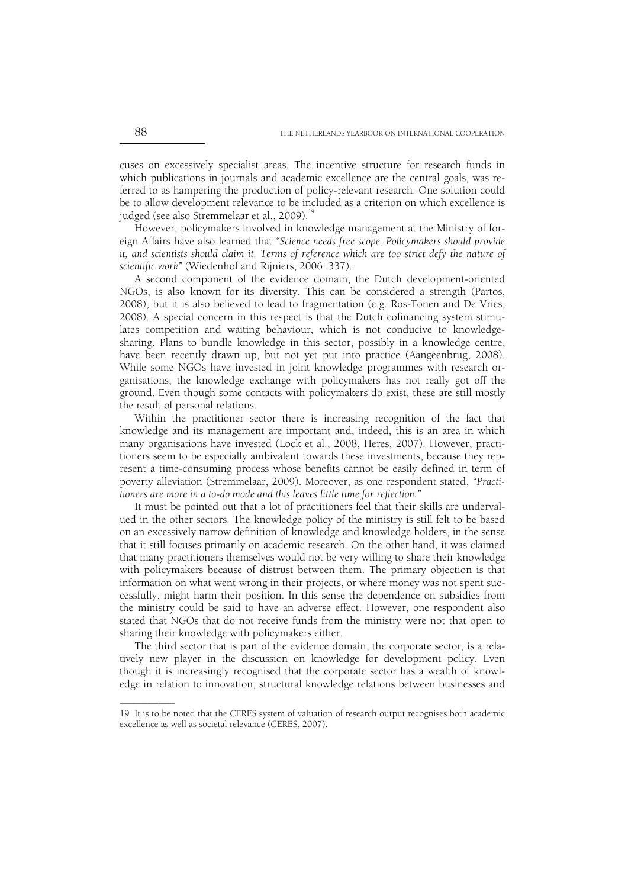cuses on excessively specialist areas. The incentive structure for research funds in which publications in journals and academic excellence are the central goals, was referred to as hampering the production of policy-relevant research. One solution could be to allow development relevance to be included as a criterion on which excellence is judged (see also Stremmelaar et al., 2009).[19]

However, policymakers involved in knowledge management at the Ministry of foreign Affairs have also learned that *"Science needs free scope. Policymakers should provide it, and scientists should claim it. Terms of reference which are too strict defy the nature of scientific work"* (Wiedenhof and Rijniers, 2006: 337).

A second component of the evidence domain, the Dutch development-oriented NGOs, is also known for its diversity. This can be considered a strength (Partos, 2008), but it is also believed to lead to fragmentation (e.g. Ros-Tonen and De Vries, 2008). A special concern in this respect is that the Dutch cofinancing system stimulates competition and waiting behaviour, which is not conducive to knowledge-sharing. Plans to bundle knowledge in this sector, possibly in a knowledge centre, have been recently drawn up, but not yet put into practice (Aangeenbrug, 2008). While some NGOs have invested in joint knowledge programmes with research organisations, the knowledge exchange with policymakers has not really got off the ground. Even though some contacts with policymakers do exist, these are still mostly the result of personal relations.

Within the practitioner sector there is increasing recognition of the fact that knowledge and its management are important and, indeed, this is an area in which many organisations have invested (Lock et al., 2008, Heres, 2007). However, practitioners seem to be especially ambivalent towards these investments, because they represent a time-consuming process whose benefits cannot be easily defined in term of poverty alleviation (Stremmelaar, 2009). Moreover, as one respondent stated, *"Practitioners are more in a to-do mode and this leaves little time for reflection."*

It must be pointed out that a lot of practitioners feel that their skills are undervalued in the other sectors. The knowledge policy of the ministry is still felt to be based on an excessively narrow definition of knowledge and knowledge holders, in the sense that it still focuses primarily on academic research. On the other hand, it was claimed that many practitioners themselves would not be very willing to share their knowledge with policymakers because of distrust between them. The primary objection is that information on what went wrong in their projects, or where money was not spent successfully, might harm their position. In this sense the dependence on subsidies from the ministry could be said to have an adverse effect. However, one respondent also stated that NGOs that do not receive funds from the ministry were not that open to sharing their knowledge with policymakers either.

The third sector that is part of the evidence domain, the corporate sector, is a relatively new player in the discussion on knowledge for development policy. Even though it is increasingly recognised that the corporate sector has a wealth of knowledge in relation to innovation, structural knowledge relations between businesses and

---

19 It is to be noted that the CERES system of valuation of research output recognises both academic excellence as well as societal relevance (CERES, 2007).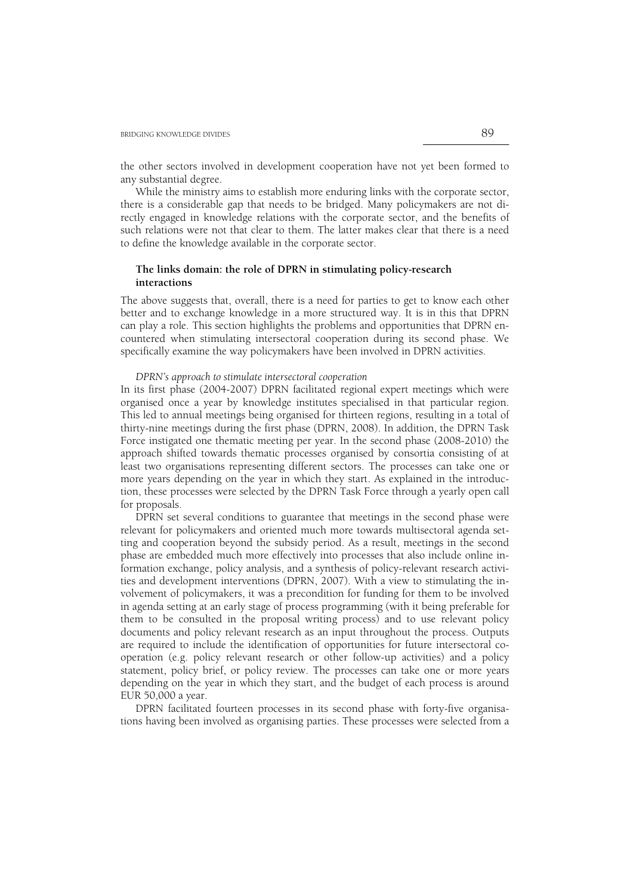the other sectors involved in development cooperation have not yet been formed to any substantial degree.

While the ministry aims to establish more enduring links with the corporate sector, there is a considerable gap that needs to be bridged. Many policymakers are not directly engaged in knowledge relations with the corporate sector, and the benefits of such relations were not that clear to them. The latter makes clear that there is a need to define the knowledge available in the corporate sector.

### The links domain: the role of DPRN in stimulating policy-research interactions

The above suggests that, overall, there is a need for parties to get to know each other better and to exchange knowledge in a more structured way. It is in this that DPRN can play a role. This section highlights the problems and opportunities that DPRN encountered when stimulating intersectoral cooperation during its second phase. We specifically examine the way policymakers have been involved in DPRN activities.

#### *DPRN's approach to stimulate intersectoral cooperation*

In its first phase (2004-2007) DPRN facilitated regional expert meetings which were organised once a year by knowledge institutes specialised in that particular region. This led to annual meetings being organised for thirteen regions, resulting in a total of thirty-nine meetings during the first phase (DPRN, 2008). In addition, the DPRN Task Force instigated one thematic meeting per year. In the second phase (2008-2010) the approach shifted towards thematic processes organised by consortia consisting of at least two organisations representing different sectors. The processes can take one or more years depending on the year in which they start. As explained in the introduction, these processes were selected by the DPRN Task Force through a yearly open call for proposals.

DPRN set several conditions to guarantee that meetings in the second phase were relevant for policymakers and oriented much more towards multisectoral agenda setting and cooperation beyond the subsidy period. As a result, meetings in the second phase are embedded much more effectively into processes that also include online information exchange, policy analysis, and a synthesis of policy-relevant research activities and development interventions (DPRN, 2007). With a view to stimulating the involvement of policymakers, it was a precondition for funding for them to be involved in agenda setting at an early stage of process programming (with it being preferable for them to be consulted in the proposal writing process) and to use relevant policy documents and policy relevant research as an input throughout the process. Outputs are required to include the identification of opportunities for future intersectoral cooperation (e.g. policy relevant research or other follow-up activities) and a policy statement, policy brief, or policy review. The processes can take one or more years depending on the year in which they start, and the budget of each process is around EUR 50,000 a year.

DPRN facilitated fourteen processes in its second phase with forty-five organisations having been involved as organising parties. These processes were selected from a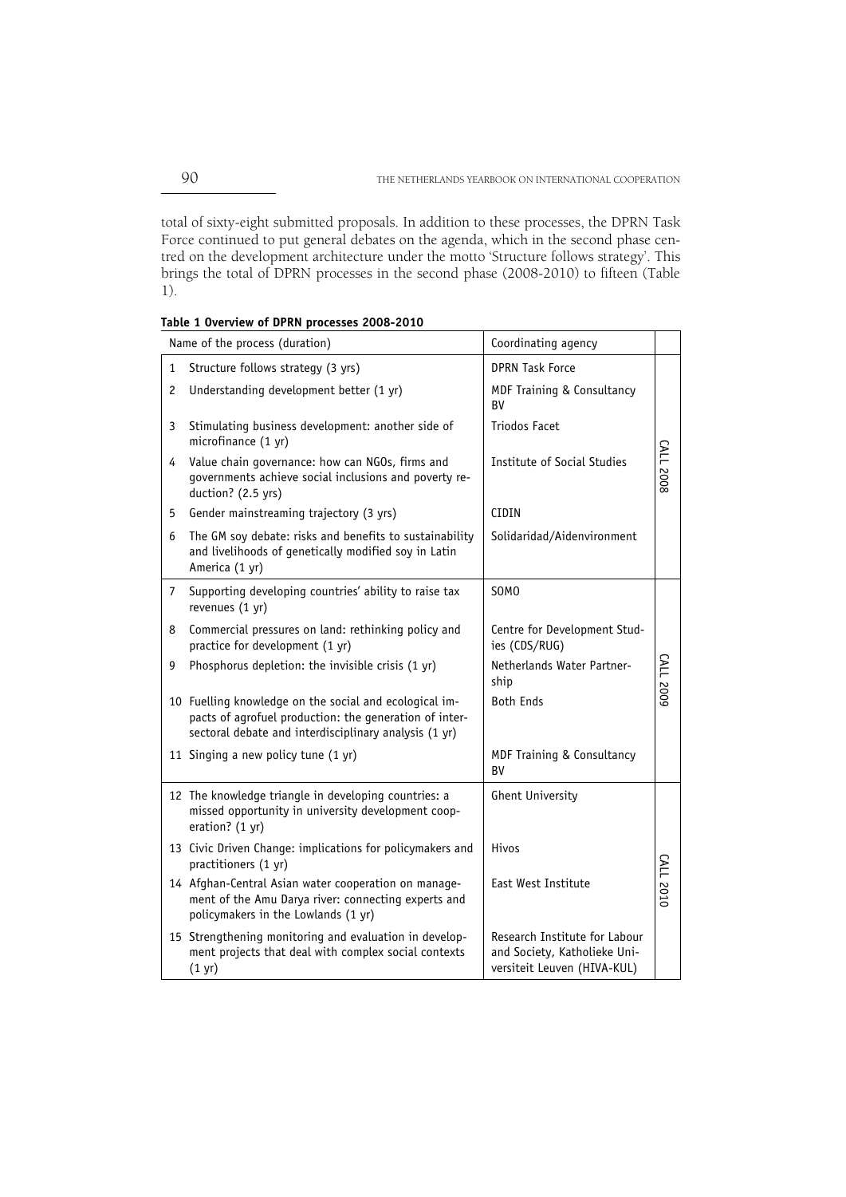total of sixty-eight submitted proposals. In addition to these processes, the DPRN Task Force continued to put general debates on the agenda, which in the second phase centred on the development architecture under the motto 'Structure follows strategy'. This brings the total of DPRN processes in the second phase (2008-2010) to fifteen (Table 1).

**Table 1 Overview of DPRN processes 2008-2010**

| | Name of the process (duration) | Coordinating agency | |
|---|---|---|---|
| 1 | Structure follows strategy (3 yrs) | DPRN Task Force | CALL 2008 |
| 2 | Understanding development better (1 yr) | MDF Training & Consultancy BV | |
| 3 | Stimulating business development: another side of microfinance (1 yr) | Triodos Facet | |
| 4 | Value chain governance: how can NGOs, firms and governments achieve social inclusions and poverty reduction? (2.5 yrs) | Institute of Social Studies | |
| 5 | Gender mainstreaming trajectory (3 yrs) | CIDIN | |
| 6 | The GM soy debate: risks and benefits to sustainability and livelihoods of genetically modified soy in Latin America (1 yr) | Solidaridad/Aidenvironment | |
| 7 | Supporting developing countries' ability to raise tax revenues (1 yr) | SOMO | CALL 2009 |
| 8 | Commercial pressures on land: rethinking policy and practice for development (1 yr) | Centre for Development Studies (CDS/RUG) | |
| 9 | Phosphorus depletion: the invisible crisis (1 yr) | Netherlands Water Partnership | |
| 10 | Fuelling knowledge on the social and ecological impacts of agrofuel production: the generation of inter-sectoral debate and interdisciplinary analysis (1 yr) | Both Ends | |
| 11 | Singing a new policy tune (1 yr) | MDF Training & Consultancy BV | |
| 12 | The knowledge triangle in developing countries: a missed opportunity in university development cooperation? (1 yr) | Ghent University | CALL 2010 |
| 13 | Civic Driven Change: implications for policymakers and practitioners (1 yr) | Hivos | |
| 14 | Afghan-Central Asian water cooperation on management of the Amu Darya river: connecting experts and policymakers in the Lowlands (1 yr) | East West Institute | |
| 15 | Strengthening monitoring and evaluation in development projects that deal with complex social contexts (1 yr) | Research Institute for Labour and Society, Katholieke Universiteit Leuven (HIVA-KUL) | |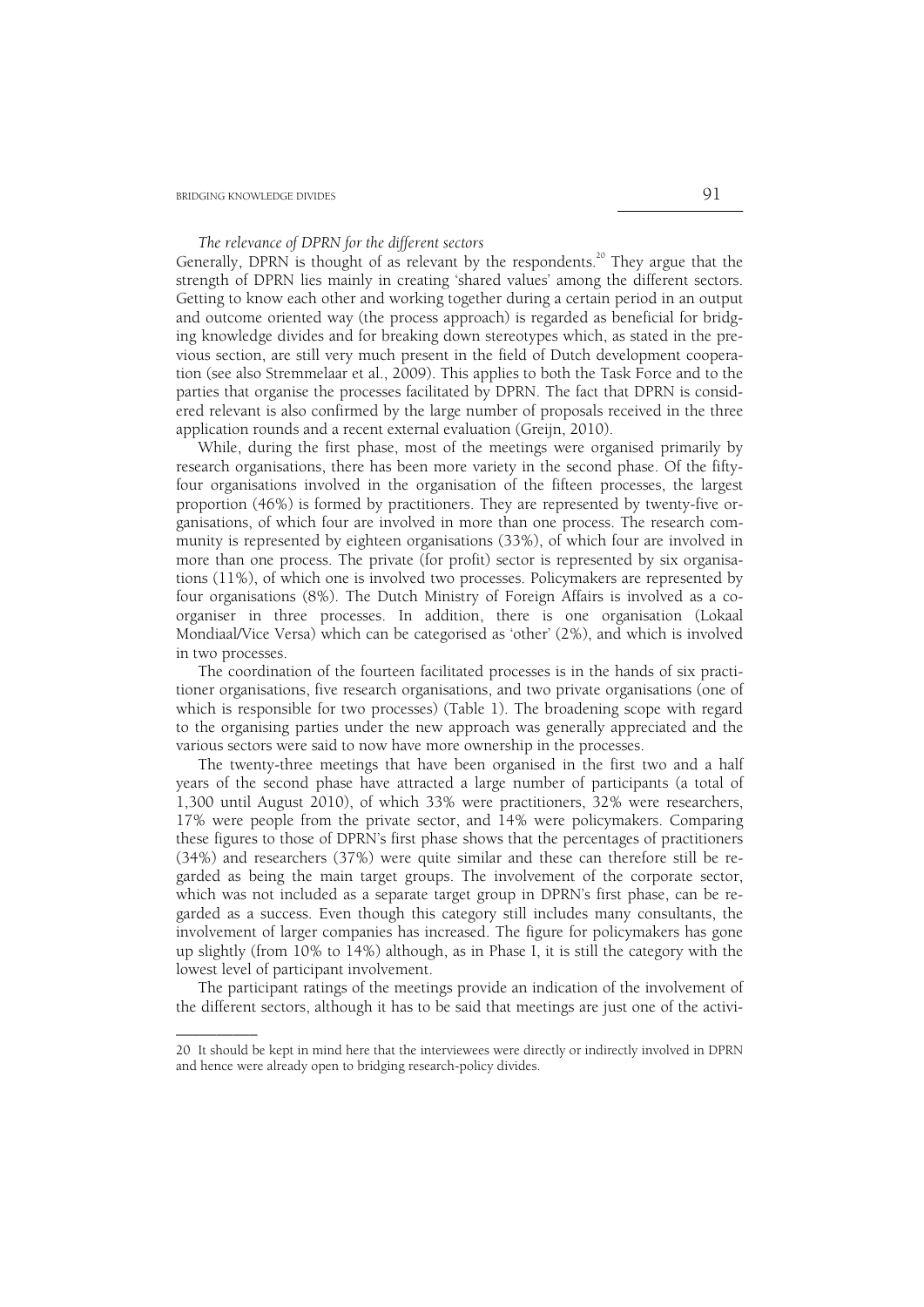*The relevance of DPRN for the different sectors*

Generally, DPRN is thought of as relevant by the respondents.[20] They argue that the strength of DPRN lies mainly in creating 'shared values' among the different sectors. Getting to know each other and working together during a certain period in an output and outcome oriented way (the process approach) is regarded as beneficial for bridging knowledge divides and for breaking down stereotypes which, as stated in the previous section, are still very much present in the field of Dutch development cooperation (see also Stremmelaar et al., 2009). This applies to both the Task Force and to the parties that organise the processes facilitated by DPRN. The fact that DPRN is considered relevant is also confirmed by the large number of proposals received in the three application rounds and a recent external evaluation (Greijn, 2010).

While, during the first phase, most of the meetings were organised primarily by research organisations, there has been more variety in the second phase. Of the fifty-four organisations involved in the organisation of the fifteen processes, the largest proportion (46%) is formed by practitioners. They are represented by twenty-five organisations, of which four are involved in more than one process. The research community is represented by eighteen organisations (33%), of which four are involved in more than one process. The private (for profit) sector is represented by six organisations (11%), of which one is involved two processes. Policymakers are represented by four organisations (8%). The Dutch Ministry of Foreign Affairs is involved as a co-organiser in three processes. In addition, there is one organisation (Lokaal Mondiaal/Vice Versa) which can be categorised as 'other' (2%), and which is involved in two processes.

The coordination of the fourteen facilitated processes is in the hands of six practitioner organisations, five research organisations, and two private organisations (one of which is responsible for two processes) (Table 1). The broadening scope with regard to the organising parties under the new approach was generally appreciated and the various sectors were said to now have more ownership in the processes.

The twenty-three meetings that have been organised in the first two and a half years of the second phase have attracted a large number of participants (a total of 1,300 until August 2010), of which 33% were practitioners, 32% were researchers, 17% were people from the private sector, and 14% were policymakers. Comparing these figures to those of DPRN's first phase shows that the percentages of practitioners (34%) and researchers (37%) were quite similar and these can therefore still be regarded as being the main target groups. The involvement of the corporate sector, which was not included as a separate target group in DPRN's first phase, can be regarded as a success. Even though this category still includes many consultants, the involvement of larger companies has increased. The figure for policymakers has gone up slightly (from 10% to 14%) although, as in Phase I, it is still the category with the lowest level of participant involvement.

The participant ratings of the meetings provide an indication of the involvement of the different sectors, although it has to be said that meetings are just one of the activi-

---

20 It should be kept in mind here that the interviewees were directly or indirectly involved in DPRN and hence were already open to bridging research-policy divides.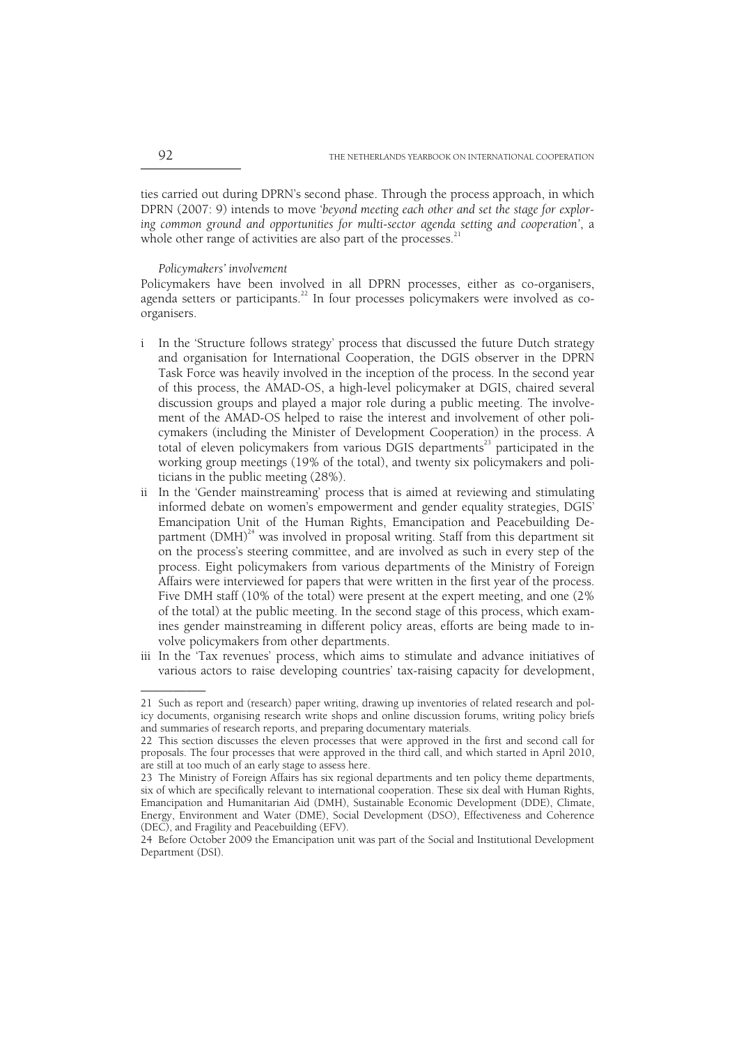ties carried out during DPRN's second phase. Through the process approach, in which DPRN (2007: 9) intends to move *'beyond meeting each other and set the stage for exploring common ground and opportunities for multi-sector agenda setting and cooperation'*, a whole other range of activities are also part of the processes.[21]

*Policymakers' involvement*

Policymakers have been involved in all DPRN processes, either as co-organisers, agenda setters or participants.[22] In four processes policymakers were involved as co-organisers.

i In the 'Structure follows strategy' process that discussed the future Dutch strategy and organisation for International Cooperation, the DGIS observer in the DPRN Task Force was heavily involved in the inception of the process. In the second year of this process, the AMAD-OS, a high-level policymaker at DGIS, chaired several discussion groups and played a major role during a public meeting. The involvement of the AMAD-OS helped to raise the interest and involvement of other policymakers (including the Minister of Development Cooperation) in the process. A total of eleven policymakers from various DGIS departments[23] participated in the working group meetings (19% of the total), and twenty six policymakers and politicians in the public meeting (28%).

ii In the 'Gender mainstreaming' process that is aimed at reviewing and stimulating informed debate on women's empowerment and gender equality strategies, DGIS' Emancipation Unit of the Human Rights, Emancipation and Peacebuilding Department (DMH)[24] was involved in proposal writing. Staff from this department sit on the process's steering committee, and are involved as such in every step of the process. Eight policymakers from various departments of the Ministry of Foreign Affairs were interviewed for papers that were written in the first year of the process. Five DMH staff (10% of the total) were present at the expert meeting, and one (2% of the total) at the public meeting. In the second stage of this process, which examines gender mainstreaming in different policy areas, efforts are being made to involve policymakers from other departments.

iii In the 'Tax revenues' process, which aims to stimulate and advance initiatives of various actors to raise developing countries' tax-raising capacity for development,

---

21 Such as report and (research) paper writing, drawing up inventories of related research and policy documents, organising research write shops and online discussion forums, writing policy briefs and summaries of research reports, and preparing documentary materials.

22 This section discusses the eleven processes that were approved in the first and second call for proposals. The four processes that were approved in the third call, and which started in April 2010, are still at too much of an early stage to assess here.

23 The Ministry of Foreign Affairs has six regional departments and ten policy theme departments, six of which are specifically relevant to international cooperation. These six deal with Human Rights, Emancipation and Humanitarian Aid (DMH), Sustainable Economic Development (DDE), Climate, Energy, Environment and Water (DME), Social Development (DSO), Effectiveness and Coherence (DEC), and Fragility and Peacebuilding (EFV).

24 Before October 2009 the Emancipation unit was part of the Social and Institutional Development Department (DSI).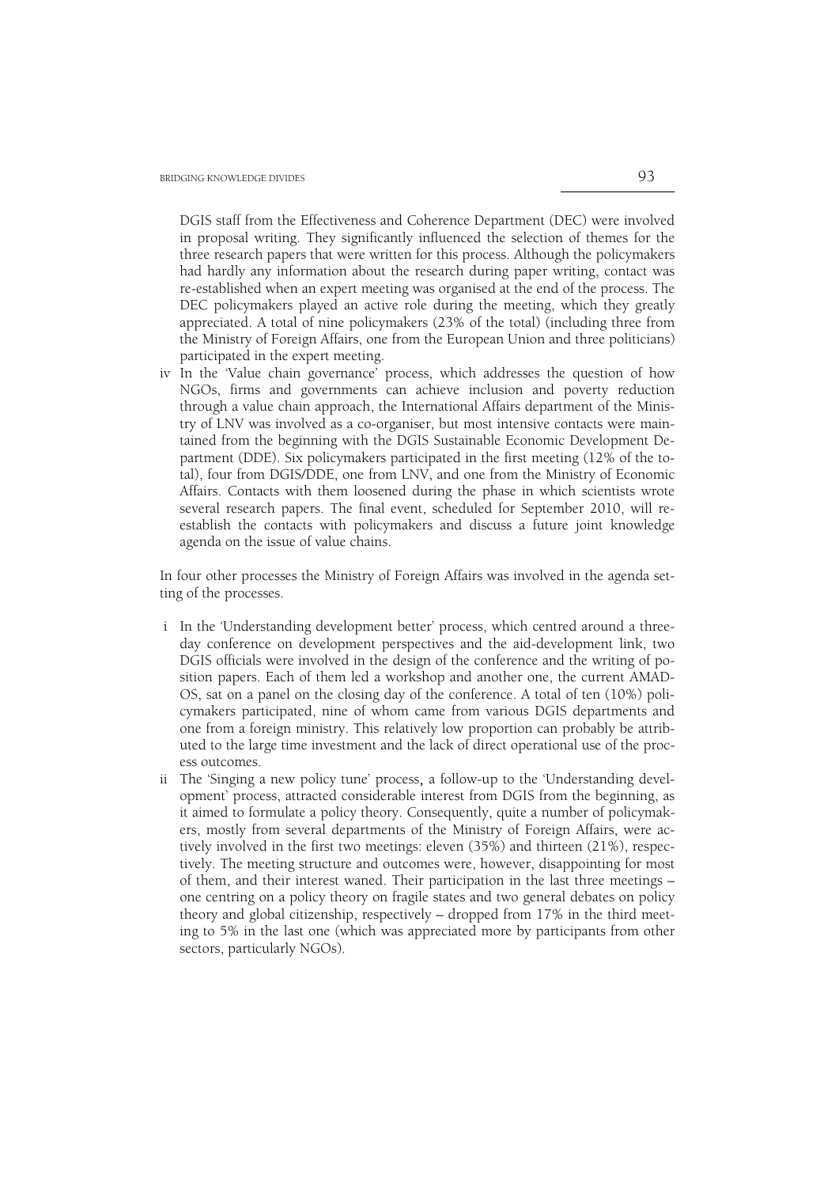DGIS staff from the Effectiveness and Coherence Department (DEC) were involved in proposal writing. They significantly influenced the selection of themes for the three research papers that were written for this process. Although the policymakers had hardly any information about the research during paper writing, contact was re-established when an expert meeting was organised at the end of the process. The DEC policymakers played an active role during the meeting, which they greatly appreciated. A total of nine policymakers (23% of the total) (including three from the Ministry of Foreign Affairs, one from the European Union and three politicians) participated in the expert meeting.

iv In the 'Value chain governance' process, which addresses the question of how NGOs, firms and governments can achieve inclusion and poverty reduction through a value chain approach, the International Affairs department of the Ministry of LNV was involved as a co-organiser, but most intensive contacts were maintained from the beginning with the DGIS Sustainable Economic Development Department (DDE). Six policymakers participated in the first meeting (12% of the total), four from DGIS/DDE, one from LNV, and one from the Ministry of Economic Affairs. Contacts with them loosened during the phase in which scientists wrote several research papers. The final event, scheduled for September 2010, will re-establish the contacts with policymakers and discuss a future joint knowledge agenda on the issue of value chains.

In four other processes the Ministry of Foreign Affairs was involved in the agenda setting of the processes.

i In the 'Understanding development better' process, which centred around a three-day conference on development perspectives and the aid-development link, two DGIS officials were involved in the design of the conference and the writing of position papers. Each of them led a workshop and another one, the current AMAD-OS, sat on a panel on the closing day of the conference. A total of ten (10%) policymakers participated, nine of whom came from various DGIS departments and one from a foreign ministry. This relatively low proportion can probably be attributed to the large time investment and the lack of direct operational use of the process outcomes.

ii The 'Singing a new policy tune' process, a follow-up to the 'Understanding development' process, attracted considerable interest from DGIS from the beginning, as it aimed to formulate a policy theory. Consequently, quite a number of policymakers, mostly from several departments of the Ministry of Foreign Affairs, were actively involved in the first two meetings: eleven (35%) and thirteen (21%), respectively. The meeting structure and outcomes were, however, disappointing for most of them, and their interest waned. Their participation in the last three meetings – one centring on a policy theory on fragile states and two general debates on policy theory and global citizenship, respectively – dropped from 17% in the third meeting to 5% in the last one (which was appreciated more by participants from other sectors, particularly NGOs).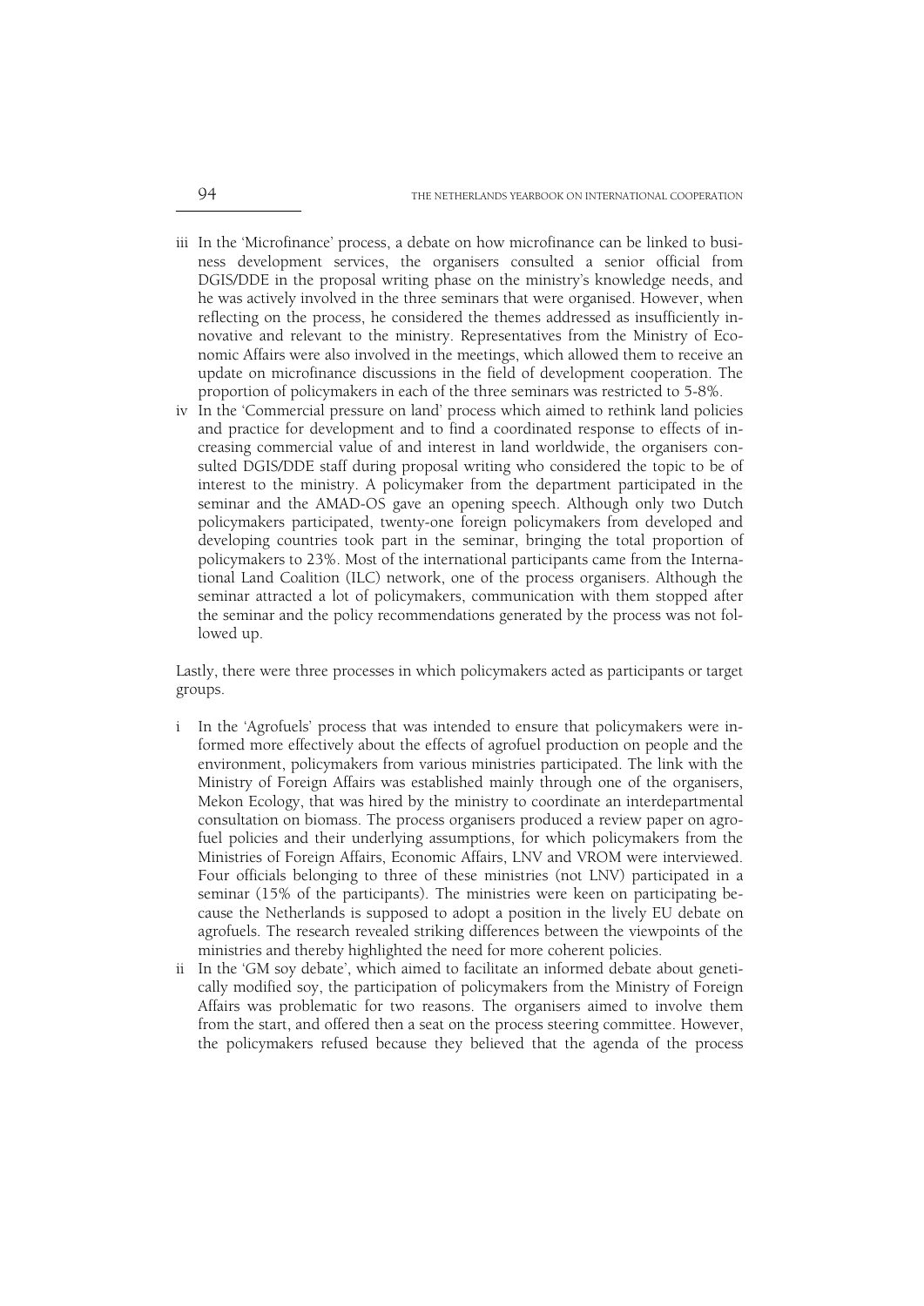iii In the 'Microfinance' process, a debate on how microfinance can be linked to business development services, the organisers consulted a senior official from DGIS/DDE in the proposal writing phase on the ministry's knowledge needs, and he was actively involved in the three seminars that were organised. However, when reflecting on the process, he considered the themes addressed as insufficiently innovative and relevant to the ministry. Representatives from the Ministry of Economic Affairs were also involved in the meetings, which allowed them to receive an update on microfinance discussions in the field of development cooperation. The proportion of policymakers in each of the three seminars was restricted to 5-8%.

iv In the 'Commercial pressure on land' process which aimed to rethink land policies and practice for development and to find a coordinated response to effects of increasing commercial value of and interest in land worldwide, the organisers consulted DGIS/DDE staff during proposal writing who considered the topic to be of interest to the ministry. A policymaker from the department participated in the seminar and the AMAD-OS gave an opening speech. Although only two Dutch policymakers participated, twenty-one foreign policymakers from developed and developing countries took part in the seminar, bringing the total proportion of policymakers to 23%. Most of the international participants came from the International Land Coalition (ILC) network, one of the process organisers. Although the seminar attracted a lot of policymakers, communication with them stopped after the seminar and the policy recommendations generated by the process was not followed up.

Lastly, there were three processes in which policymakers acted as participants or target groups.

i In the 'Agrofuels' process that was intended to ensure that policymakers were informed more effectively about the effects of agrofuel production on people and the environment, policymakers from various ministries participated. The link with the Ministry of Foreign Affairs was established mainly through one of the organisers, Mekon Ecology, that was hired by the ministry to coordinate an interdepartmental consultation on biomass. The process organisers produced a review paper on agrofuel policies and their underlying assumptions, for which policymakers from the Ministries of Foreign Affairs, Economic Affairs, LNV and VROM were interviewed. Four officials belonging to three of these ministries (not LNV) participated in a seminar (15% of the participants). The ministries were keen on participating because the Netherlands is supposed to adopt a position in the lively EU debate on agrofuels. The research revealed striking differences between the viewpoints of the ministries and thereby highlighted the need for more coherent policies.

ii In the 'GM soy debate', which aimed to facilitate an informed debate about genetically modified soy, the participation of policymakers from the Ministry of Foreign Affairs was problematic for two reasons. The organisers aimed to involve them from the start, and offered then a seat on the process steering committee. However, the policymakers refused because they believed that the agenda of the process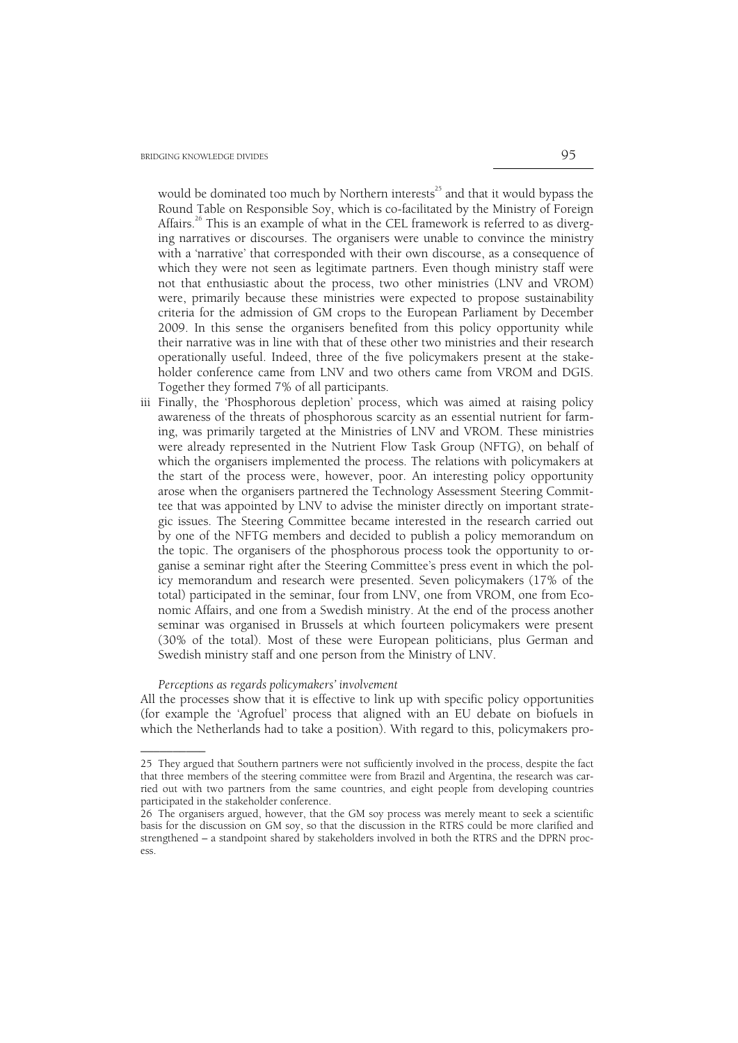would be dominated too much by Northern interests[25] and that it would bypass the Round Table on Responsible Soy, which is co-facilitated by the Ministry of Foreign Affairs.[26] This is an example of what in the CEL framework is referred to as diverging narratives or discourses. The organisers were unable to convince the ministry with a 'narrative' that corresponded with their own discourse, as a consequence of which they were not seen as legitimate partners. Even though ministry staff were not that enthusiastic about the process, two other ministries (LNV and VROM) were, primarily because these ministries were expected to propose sustainability criteria for the admission of GM crops to the European Parliament by December 2009. In this sense the organisers benefited from this policy opportunity while their narrative was in line with that of these other two ministries and their research operationally useful. Indeed, three of the five policymakers present at the stakeholder conference came from LNV and two others came from VROM and DGIS. Together they formed 7% of all participants.

iii Finally, the 'Phosphorous depletion' process, which was aimed at raising policy awareness of the threats of phosphorous scarcity as an essential nutrient for farming, was primarily targeted at the Ministries of LNV and VROM. These ministries were already represented in the Nutrient Flow Task Group (NFTG), on behalf of which the organisers implemented the process. The relations with policymakers at the start of the process were, however, poor. An interesting policy opportunity arose when the organisers partnered the Technology Assessment Steering Committee that was appointed by LNV to advise the minister directly on important strategic issues. The Steering Committee became interested in the research carried out by one of the NFTG members and decided to publish a policy memorandum on the topic. The organisers of the phosphorous process took the opportunity to organise a seminar right after the Steering Committee's press event in which the policy memorandum and research were presented. Seven policymakers (17% of the total) participated in the seminar, four from LNV, one from VROM, one from Economic Affairs, and one from a Swedish ministry. At the end of the process another seminar was organised in Brussels at which fourteen policymakers were present (30% of the total). Most of these were European politicians, plus German and Swedish ministry staff and one person from the Ministry of LNV.

*Perceptions as regards policymakers' involvement*

All the processes show that it is effective to link up with specific policy opportunities (for example the 'Agrofuel' process that aligned with an EU debate on biofuels in which the Netherlands had to take a position). With regard to this, policymakers pro-

---

25 They argued that Southern partners were not sufficiently involved in the process, despite the fact that three members of the steering committee were from Brazil and Argentina, the research was carried out with two partners from the same countries, and eight people from developing countries participated in the stakeholder conference.

26 The organisers argued, however, that the GM soy process was merely meant to seek a scientific basis for the discussion on GM soy, so that the discussion in the RTRS could be more clarified and strengthened – a standpoint shared by stakeholders involved in both the RTRS and the DPRN process.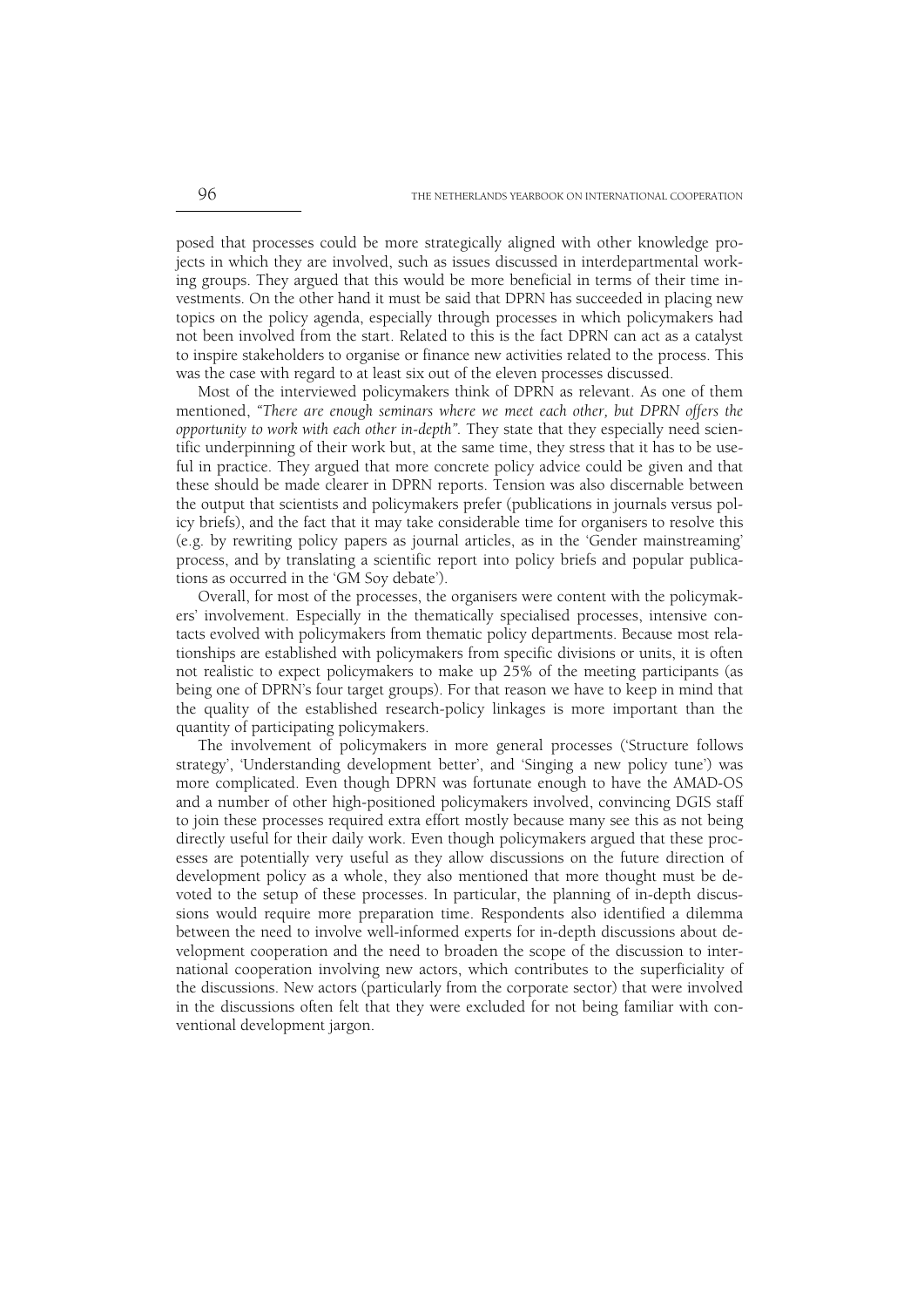posed that processes could be more strategically aligned with other knowledge projects in which they are involved, such as issues discussed in interdepartmental working groups. They argued that this would be more beneficial in terms of their time investments. On the other hand it must be said that DPRN has succeeded in placing new topics on the policy agenda, especially through processes in which policymakers had not been involved from the start. Related to this is the fact DPRN can act as a catalyst to inspire stakeholders to organise or finance new activities related to the process. This was the case with regard to at least six out of the eleven processes discussed.

Most of the interviewed policymakers think of DPRN as relevant. As one of them mentioned, *"There are enough seminars where we meet each other, but DPRN offers the opportunity to work with each other in-depth"*. They state that they especially need scientific underpinning of their work but, at the same time, they stress that it has to be useful in practice. They argued that more concrete policy advice could be given and that these should be made clearer in DPRN reports. Tension was also discernable between the output that scientists and policymakers prefer (publications in journals versus policy briefs), and the fact that it may take considerable time for organisers to resolve this (e.g. by rewriting policy papers as journal articles, as in the 'Gender mainstreaming' process, and by translating a scientific report into policy briefs and popular publications as occurred in the 'GM Soy debate').

Overall, for most of the processes, the organisers were content with the policymakers' involvement. Especially in the thematically specialised processes, intensive contacts evolved with policymakers from thematic policy departments. Because most relationships are established with policymakers from specific divisions or units, it is often not realistic to expect policymakers to make up 25% of the meeting participants (as being one of DPRN's four target groups). For that reason we have to keep in mind that the quality of the established research-policy linkages is more important than the quantity of participating policymakers.

The involvement of policymakers in more general processes ('Structure follows strategy', 'Understanding development better', and 'Singing a new policy tune') was more complicated. Even though DPRN was fortunate enough to have the AMAD-OS and a number of other high-positioned policymakers involved, convincing DGIS staff to join these processes required extra effort mostly because many see this as not being directly useful for their daily work. Even though policymakers argued that these processes are potentially very useful as they allow discussions on the future direction of development policy as a whole, they also mentioned that more thought must be devoted to the setup of these processes. In particular, the planning of in-depth discussions would require more preparation time. Respondents also identified a dilemma between the need to involve well-informed experts for in-depth discussions about development cooperation and the need to broaden the scope of the discussion to international cooperation involving new actors, which contributes to the superficiality of the discussions. New actors (particularly from the corporate sector) that were involved in the discussions often felt that they were excluded for not being familiar with conventional development jargon.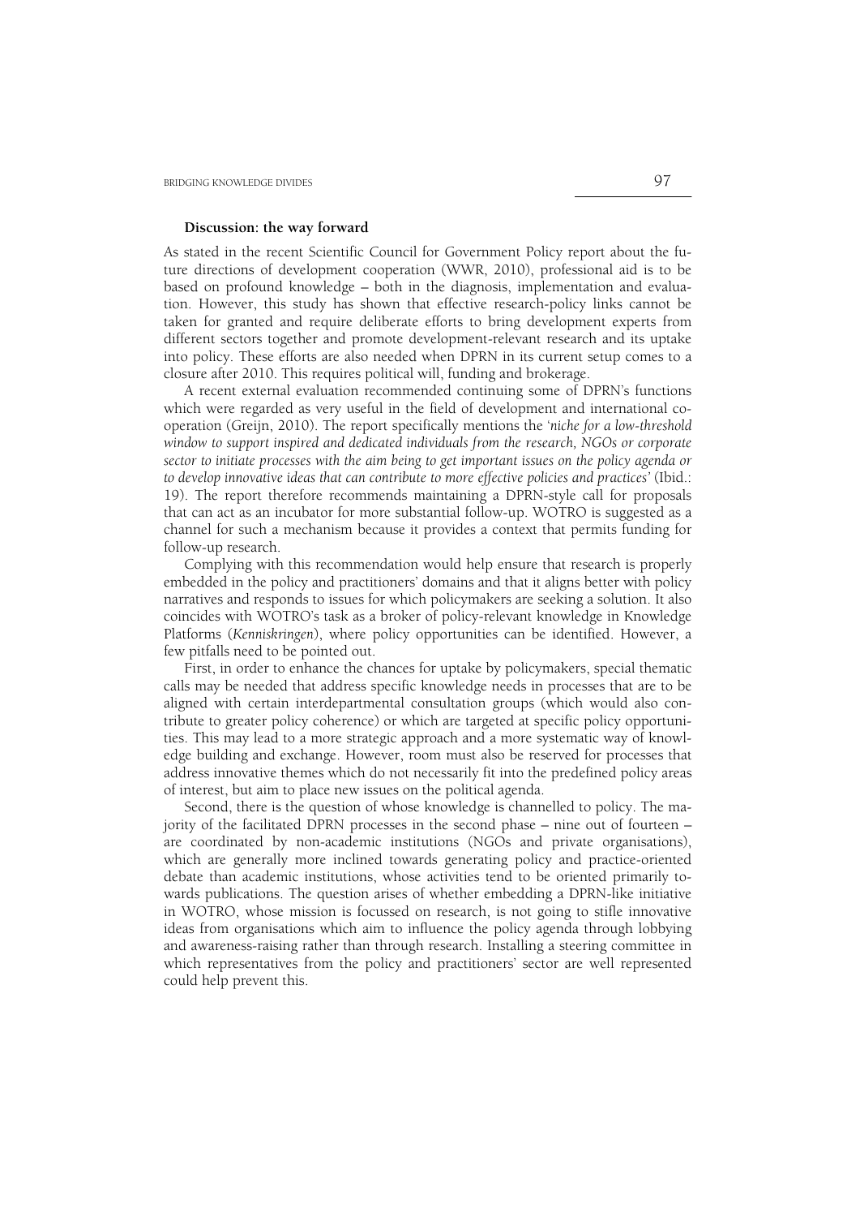### Discussion: the way forward

As stated in the recent Scientific Council for Government Policy report about the future directions of development cooperation (WWR, 2010), professional aid is to be based on profound knowledge – both in the diagnosis, implementation and evaluation. However, this study has shown that effective research-policy links cannot be taken for granted and require deliberate efforts to bring development experts from different sectors together and promote development-relevant research and its uptake into policy. These efforts are also needed when DPRN in its current setup comes to a closure after 2010. This requires political will, funding and brokerage.

A recent external evaluation recommended continuing some of DPRN's functions which were regarded as very useful in the field of development and international cooperation (Greijn, 2010). The report specifically mentions the '*niche for a low-threshold window to support inspired and dedicated individuals from the research, NGOs or corporate sector to initiate processes with the aim being to get important issues on the policy agenda or to develop innovative ideas that can contribute to more effective policies and practices*' (Ibid.: 19). The report therefore recommends maintaining a DPRN-style call for proposals that can act as an incubator for more substantial follow-up. WOTRO is suggested as a channel for such a mechanism because it provides a context that permits funding for follow-up research.

Complying with this recommendation would help ensure that research is properly embedded in the policy and practitioners' domains and that it aligns better with policy narratives and responds to issues for which policymakers are seeking a solution. It also coincides with WOTRO's task as a broker of policy-relevant knowledge in Knowledge Platforms (*Kenniskringen*), where policy opportunities can be identified. However, a few pitfalls need to be pointed out.

First, in order to enhance the chances for uptake by policymakers, special thematic calls may be needed that address specific knowledge needs in processes that are to be aligned with certain interdepartmental consultation groups (which would also contribute to greater policy coherence) or which are targeted at specific policy opportunities. This may lead to a more strategic approach and a more systematic way of knowledge building and exchange. However, room must also be reserved for processes that address innovative themes which do not necessarily fit into the predefined policy areas of interest, but aim to place new issues on the political agenda.

Second, there is the question of whose knowledge is channelled to policy. The majority of the facilitated DPRN processes in the second phase – nine out of fourteen – are coordinated by non-academic institutions (NGOs and private organisations), which are generally more inclined towards generating policy and practice-oriented debate than academic institutions, whose activities tend to be oriented primarily towards publications. The question arises of whether embedding a DPRN-like initiative in WOTRO, whose mission is focussed on research, is not going to stifle innovative ideas from organisations which aim to influence the policy agenda through lobbying and awareness-raising rather than through research. Installing a steering committee in which representatives from the policy and practitioners' sector are well represented could help prevent this.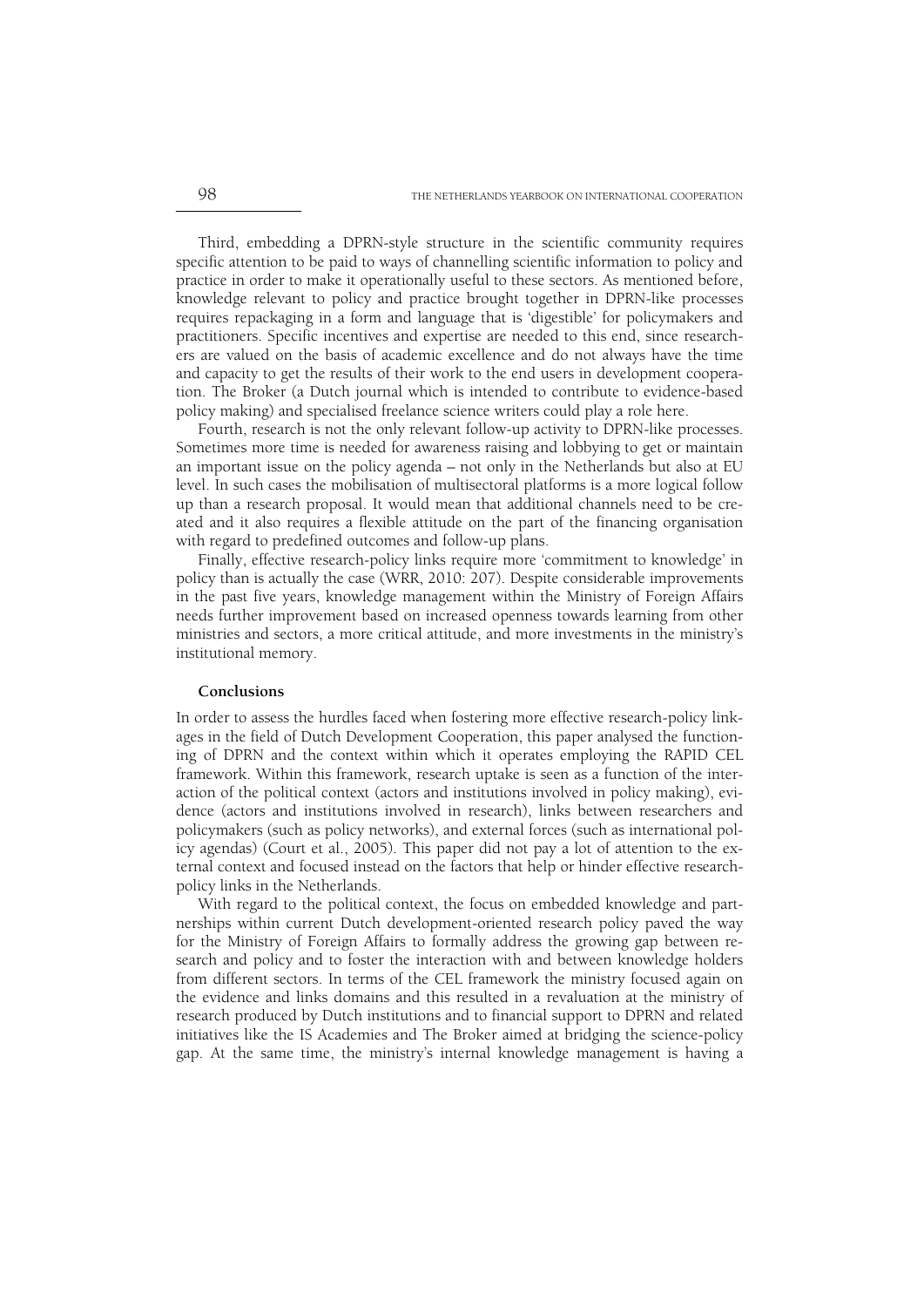Third, embedding a DPRN-style structure in the scientific community requires specific attention to be paid to ways of channelling scientific information to policy and practice in order to make it operationally useful to these sectors. As mentioned before, knowledge relevant to policy and practice brought together in DPRN-like processes requires repackaging in a form and language that is 'digestible' for policymakers and practitioners. Specific incentives and expertise are needed to this end, since researchers are valued on the basis of academic excellence and do not always have the time and capacity to get the results of their work to the end users in development cooperation. The Broker (a Dutch journal which is intended to contribute to evidence-based policy making) and specialised freelance science writers could play a role here.

Fourth, research is not the only relevant follow-up activity to DPRN-like processes. Sometimes more time is needed for awareness raising and lobbying to get or maintain an important issue on the policy agenda – not only in the Netherlands but also at EU level. In such cases the mobilisation of multisectoral platforms is a more logical follow up than a research proposal. It would mean that additional channels need to be created and it also requires a flexible attitude on the part of the financing organisation with regard to predefined outcomes and follow-up plans.

Finally, effective research-policy links require more 'commitment to knowledge' in policy than is actually the case (WRR, 2010: 207). Despite considerable improvements in the past five years, knowledge management within the Ministry of Foreign Affairs needs further improvement based on increased openness towards learning from other ministries and sectors, a more critical attitude, and more investments in the ministry's institutional memory.

### Conclusions

In order to assess the hurdles faced when fostering more effective research-policy linkages in the field of Dutch Development Cooperation, this paper analysed the functioning of DPRN and the context within which it operates employing the RAPID CEL framework. Within this framework, research uptake is seen as a function of the interaction of the political context (actors and institutions involved in policy making), evidence (actors and institutions involved in research), links between researchers and policymakers (such as policy networks), and external forces (such as international policy agendas) (Court et al., 2005). This paper did not pay a lot of attention to the external context and focused instead on the factors that help or hinder effective research-policy links in the Netherlands.

With regard to the political context, the focus on embedded knowledge and partnerships within current Dutch development-oriented research policy paved the way for the Ministry of Foreign Affairs to formally address the growing gap between research and policy and to foster the interaction with and between knowledge holders from different sectors. In terms of the CEL framework the ministry focused again on the evidence and links domains and this resulted in a revaluation at the ministry of research produced by Dutch institutions and to financial support to DPRN and related initiatives like the IS Academies and The Broker aimed at bridging the science-policy gap. At the same time, the ministry's internal knowledge management is having a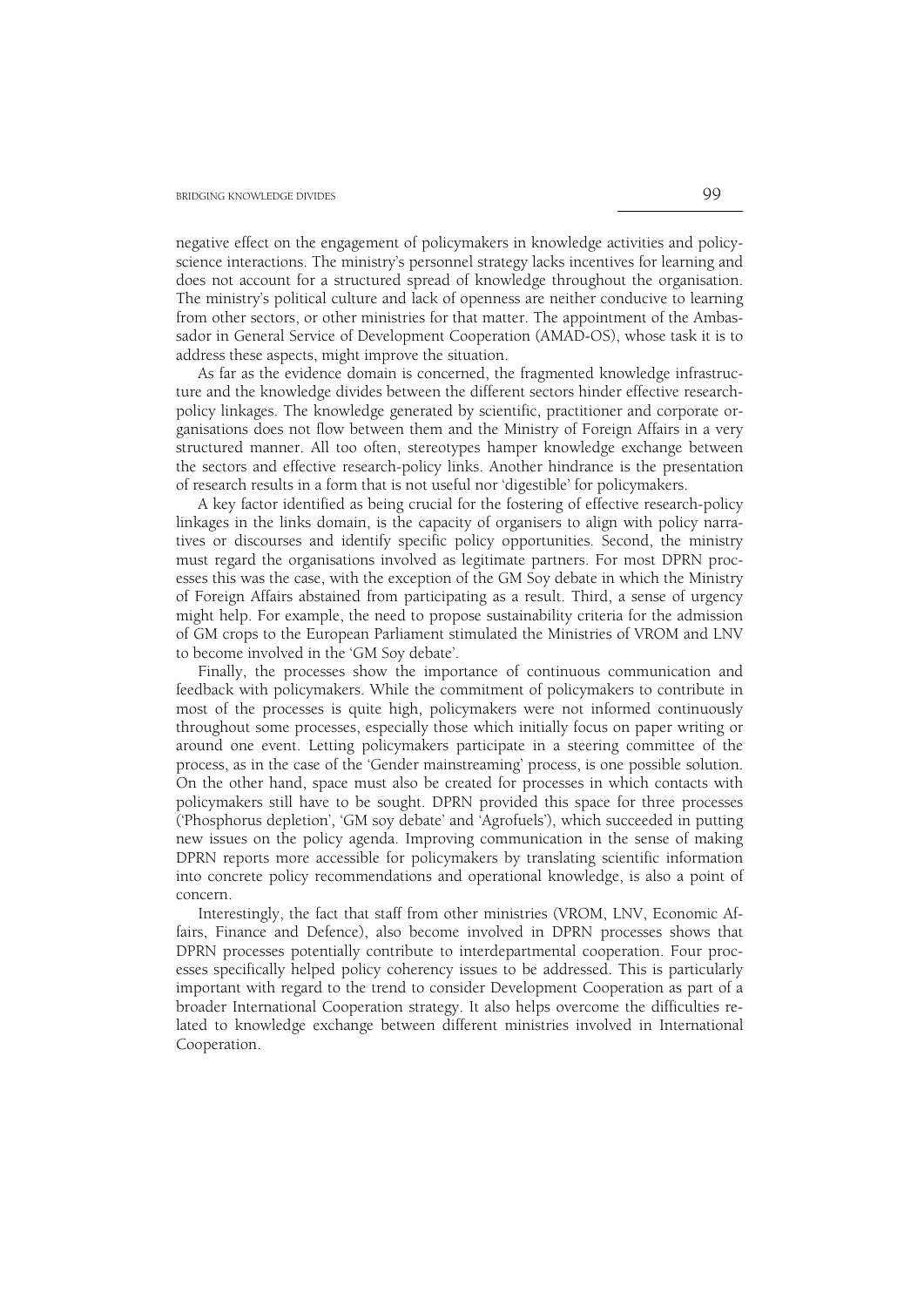negative effect on the engagement of policymakers in knowledge activities and policy-science interactions. The ministry's personnel strategy lacks incentives for learning and does not account for a structured spread of knowledge throughout the organisation. The ministry's political culture and lack of openness are neither conducive to learning from other sectors, or other ministries for that matter. The appointment of the Ambassador in General Service of Development Cooperation (AMAD-OS), whose task it is to address these aspects, might improve the situation.

As far as the evidence domain is concerned, the fragmented knowledge infrastructure and the knowledge divides between the different sectors hinder effective research-policy linkages. The knowledge generated by scientific, practitioner and corporate organisations does not flow between them and the Ministry of Foreign Affairs in a very structured manner. All too often, stereotypes hamper knowledge exchange between the sectors and effective research-policy links. Another hindrance is the presentation of research results in a form that is not useful nor 'digestible' for policymakers.

A key factor identified as being crucial for the fostering of effective research-policy linkages in the links domain, is the capacity of organisers to align with policy narratives or discourses and identify specific policy opportunities. Second, the ministry must regard the organisations involved as legitimate partners. For most DPRN processes this was the case, with the exception of the GM Soy debate in which the Ministry of Foreign Affairs abstained from participating as a result. Third, a sense of urgency might help. For example, the need to propose sustainability criteria for the admission of GM crops to the European Parliament stimulated the Ministries of VROM and LNV to become involved in the 'GM Soy debate'.

Finally, the processes show the importance of continuous communication and feedback with policymakers. While the commitment of policymakers to contribute in most of the processes is quite high, policymakers were not informed continuously throughout some processes, especially those which initially focus on paper writing or around one event. Letting policymakers participate in a steering committee of the process, as in the case of the 'Gender mainstreaming' process, is one possible solution. On the other hand, space must also be created for processes in which contacts with policymakers still have to be sought. DPRN provided this space for three processes ('Phosphorus depletion', 'GM soy debate' and 'Agrofuels'), which succeeded in putting new issues on the policy agenda. Improving communication in the sense of making DPRN reports more accessible for policymakers by translating scientific information into concrete policy recommendations and operational knowledge, is also a point of concern.

Interestingly, the fact that staff from other ministries (VROM, LNV, Economic Affairs, Finance and Defence), also become involved in DPRN processes shows that DPRN processes potentially contribute to interdepartmental cooperation. Four processes specifically helped policy coherency issues to be addressed. This is particularly important with regard to the trend to consider Development Cooperation as part of a broader International Cooperation strategy. It also helps overcome the difficulties related to knowledge exchange between different ministries involved in International Cooperation.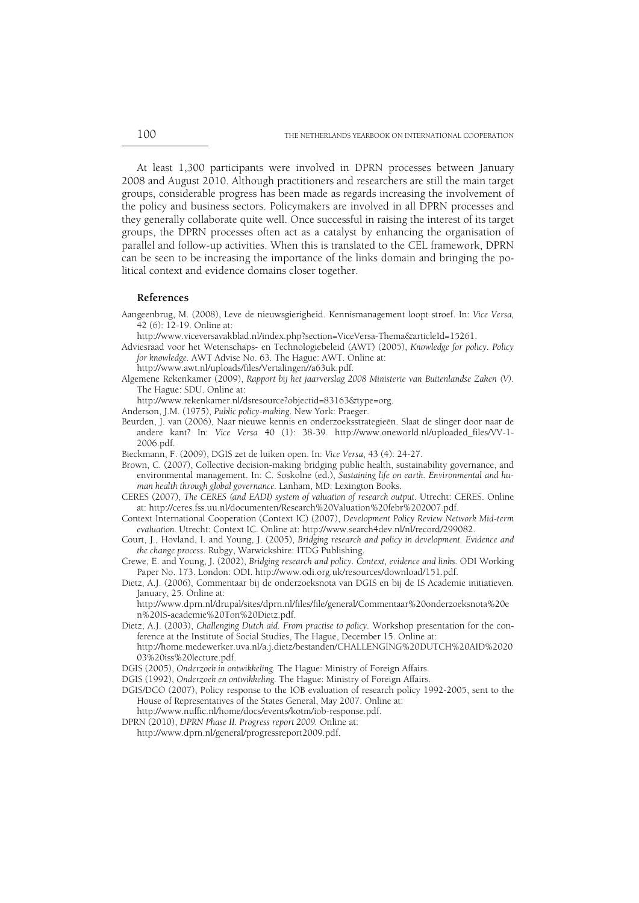At least 1,300 participants were involved in DPRN processes between January 2008 and August 2010. Although practitioners and researchers are still the main target groups, considerable progress has been made as regards increasing the involvement of the policy and business sectors. Policymakers are involved in all DPRN processes and they generally collaborate quite well. Once successful in raising the interest of its target groups, the DPRN processes often act as a catalyst by enhancing the organisation of parallel and follow-up activities. When this is translated to the CEL framework, DPRN can be seen to be increasing the importance of the links domain and bringing the political context and evidence domains closer together.

## References

Aangeenbrug, M. (2008), Leve de nieuwsgierigheid. Kennismanagement loopt stroef. In: *Vice Versa*, 42 (6): 12-19. Online at: http://www.viceversavakblad.nl/index.php?section=ViceVersa-Thema&articleId=15261.

Adviesraad voor het Wetenschaps- en Technologiebeleid (AWT) (2005), *Knowledge for policy. Policy for knowledge.* AWT Advise No. 63. The Hague: AWT. Online at: http://www.awt.nl/uploads/files/Vertalingen//a63uk.pdf.

Algemene Rekenkamer (2009), *Rapport bij het jaarverslag 2008 Ministerie van Buitenlandse Zaken (V).* The Hague: SDU. Online at: http://www.rekenkamer.nl/dsresource?objectid=83163&type=org.

Anderson, J.M. (1975), *Public policy-making.* New York: Praeger.

Beurden, J. van (2006), Naar nieuwe kennis en onderzoeksstrategieën. Slaat de slinger door naar de andere kant? In: *Vice Versa* 40 (1): 38-39. http://www.oneworld.nl/uploaded_files/VV-1-2006.pdf.

Bieckmann, F. (2009), DGIS zet de luiken open. In: *Vice Versa*, 43 (4): 24-27.

Brown, C. (2007), Collective decision-making bridging public health, sustainability governance, and environmental management. In: C. Soskolne (ed.), *Sustaining life on earth. Environmental and human health through global governance.* Lanham, MD: Lexington Books.

CERES (2007), *The CERES (and EADI) system of valuation of research output.* Utrecht: CERES. Online at: http://ceres.fss.uu.nl/documenten/Research%20Valuation%20febr%202007.pdf.

Context International Cooperation (Context IC) (2007), *Development Policy Review Network Mid-term evaluation.* Utrecht: Context IC. Online at: http://www.search4dev.nl/nl/record/299082.

Court, J., Hovland, I. and Young, J. (2005), *Bridging research and policy in development. Evidence and the change process.* Rubgy, Warwickshire: ITDG Publishing.

Crewe, E. and Young, J. (2002), *Bridging research and policy. Context, evidence and links.* ODI Working Paper No. 173. London: ODI. http://www.odi.org.uk/resources/download/151.pdf.

Dietz, A.J. (2006), Commentaar bij de onderzoeksnota van DGIS en bij de IS Academie initiatieven. January, 25. Online at: http://www.dprn.nl/drupal/sites/dprn.nl/files/file/general/Commentaar%20onderzoeksnota%20en%20IS-academie%20Ton%20Dietz.pdf.

Dietz, A.J. (2003), *Challenging Dutch aid. From practise to policy.* Workshop presentation for the conference at the Institute of Social Studies, The Hague, December 15. Online at: http://home.medewerker.uva.nl/a.j.dietz/bestanden/CHALLENGING%20DUTCH%20AID%202003%20iss%20lecture.pdf.

DGIS (2005), *Onderzoek in ontwikkeling.* The Hague: Ministry of Foreign Affairs.

DGIS (1992), *Onderzoek en ontwikkeling.* The Hague: Ministry of Foreign Affairs.

DGIS/DCO (2007), Policy response to the IOB evaluation of research policy 1992-2005, sent to the House of Representatives of the States General, May 2007. Online at: http://www.nuffic.nl/home/docs/events/kotm/iob-response.pdf.

DPRN (2010), *DPRN Phase II. Progress report 2009.* Online at: http://www.dprn.nl/general/progressreport2009.pdf.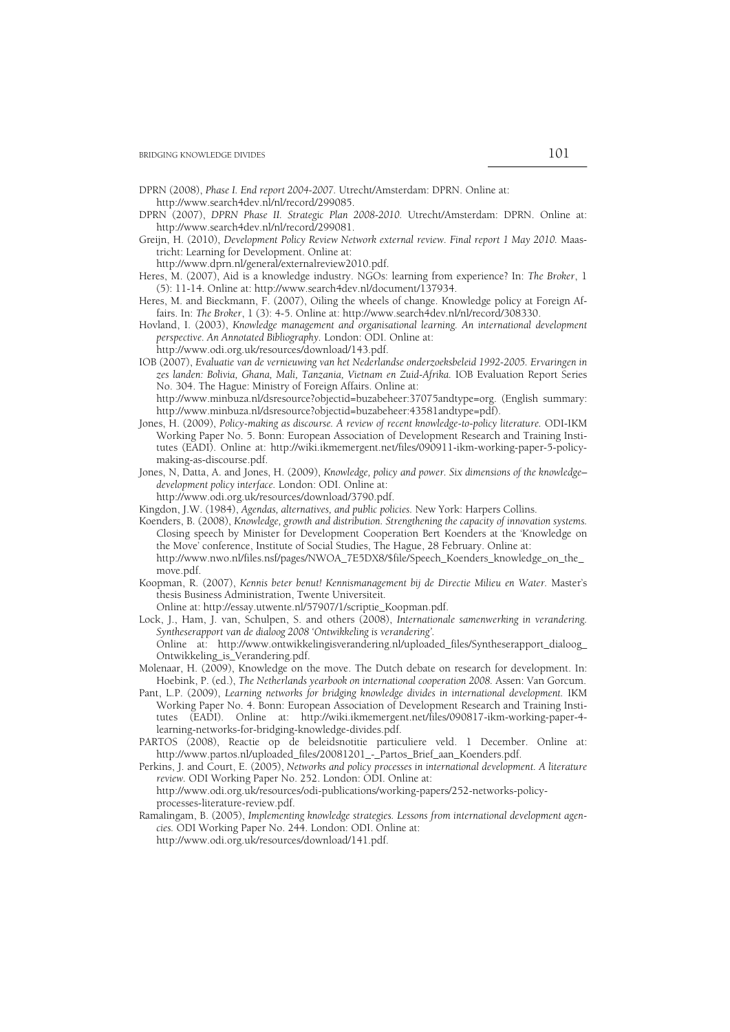DPRN (2008), *Phase I. End report 2004-2007*. Utrecht/Amsterdam: DPRN. Online at: http://www.search4dev.nl/nl/record/299085.

DPRN (2007), *DPRN Phase II. Strategic Plan 2008-2010*. Utrecht/Amsterdam: DPRN. Online at: http://www.search4dev.nl/nl/record/299081.

Greijn, H. (2010), *Development Policy Review Network external review. Final report 1 May 2010*. Maastricht: Learning for Development. Online at: http://www.dprn.nl/general/externalreview2010.pdf.

Heres, M. (2007), Aid is a knowledge industry. NGOs: learning from experience? In: *The Broker*, 1 (5): 11-14. Online at: http://www.search4dev.nl/document/137934.

Heres, M. and Bieckmann, F. (2007), Oiling the wheels of change. Knowledge policy at Foreign Affairs. In: *The Broker*, 1 (3): 4-5. Online at: http://www.search4dev.nl/nl/record/308330.

Hovland, I. (2003), *Knowledge management and organisational learning. An international development perspective. An Annotated Bibliography*. London: ODI. Online at: http://www.odi.org.uk/resources/download/143.pdf.

IOB (2007), *Evaluatie van de vernieuwing van het Nederlandse onderzoeksbeleid 1992-2005. Ervaringen in zes landen: Bolivia, Ghana, Mali, Tanzania, Vietnam en Zuid-Afrika*. IOB Evaluation Report Series No. 304. The Hague: Ministry of Foreign Affairs. Online at: http://www.minbuza.nl/dsresource?objectid=buzabeheer:37075andtype=org. (English summary: http://www.minbuza.nl/dsresource?objectid=buzabeheer:43581andtype=pdf).

Jones, H. (2009), *Policy-making as discourse. A review of recent knowledge-to-policy literature*. ODI-IKM Working Paper No. 5. Bonn: European Association of Development Research and Training Institutes (EADI). Online at: http://wiki.ikmemergent.net/files/090911-ikm-working-paper-5-policy-making-as-discourse.pdf.

Jones, N, Datta, A. and Jones, H. (2009), *Knowledge, policy and power. Six dimensions of the knowledge–development policy interface*. London: ODI. Online at: http://www.odi.org.uk/resources/download/3790.pdf.

Kingdon, J.W. (1984), *Agendas, alternatives, and public policies*. New York: Harpers Collins.

Koenders, B. (2008), *Knowledge, growth and distribution. Strengthening the capacity of innovation systems.* Closing speech by Minister for Development Cooperation Bert Koenders at the 'Knowledge on the Move' conference, Institute of Social Studies, The Hague, 28 February. Online at: http://www.nwo.nl/files.nsf/pages/NWOA_7E5DX8/$file/Speech_Koenders_knowledge_on_the_move.pdf.

Koopman, R. (2007), *Kennis beter benut! Kennismanagement bij de Directie Milieu en Water*. Master's thesis Business Administration, Twente Universiteit. Online at: http://essay.utwente.nl/57907/1/scriptie_Koopman.pdf.

Lock, J., Ham, J. van, Schulpen, S. and others (2008), *Internationale samenwerking in verandering. Syntheserapport van de dialoog 2008 'Ontwikkeling is verandering'*. Online at: http://www.ontwikkelingisverandering.nl/uploaded_files/Syntheserapport_dialoog_Ontwikkeling_is_Verandering.pdf.

Molenaar, H. (2009), Knowledge on the move. The Dutch debate on research for development. In: Hoebink, P. (ed.), *The Netherlands yearbook on international cooperation 2008*. Assen: Van Gorcum.

Pant, L.P. (2009), *Learning networks for bridging knowledge divides in international development*. IKM Working Paper No. 4. Bonn: European Association of Development Research and Training Institutes (EADI). Online at: http://wiki.ikmemergent.net/files/090817-ikm-working-paper-4-learning-networks-for-bridging-knowledge-divides.pdf.

PARTOS (2008), Reactie op de beleidsnotitie particuliere veld. 1 December. Online at: http://www.partos.nl/uploaded_files/20081201_-_Partos_Brief_aan_Koenders.pdf.

Perkins, J. and Court, E. (2005), *Networks and policy processes in international development. A literature review*. ODI Working Paper No. 252. London: ODI. Online at: http://www.odi.org.uk/resources/odi-publications/working-papers/252-networks-policy-processes-literature-review.pdf.

Ramalingam, B. (2005), *Implementing knowledge strategies. Lessons from international development agencies*. ODI Working Paper No. 244. London: ODI. Online at: http://www.odi.org.uk/resources/download/141.pdf.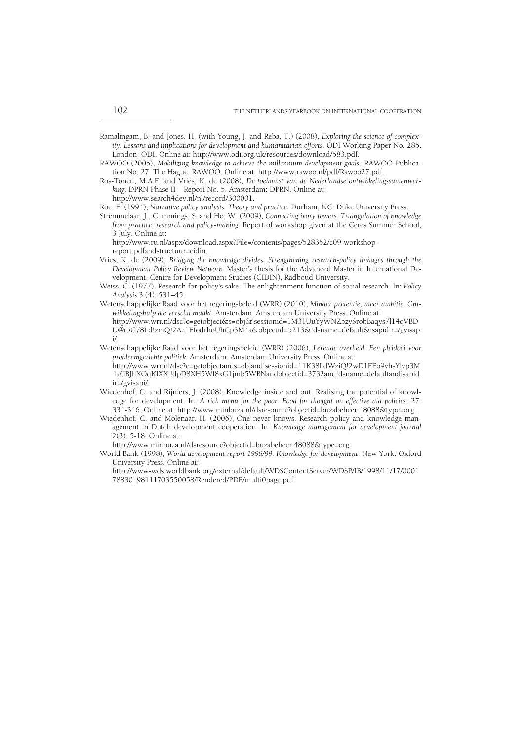Ramalingam, B. and Jones, H. (with Young, J. and Reba, T.) (2008), *Exploring the science of complexity. Lessons and implications for development and humanitarian efforts*. ODI Working Paper No. 285. London: ODI. Online at: http://www.odi.org.uk/resources/download/583.pdf.

RAWOO (2005), *Mobilizing knowledge to achieve the millennium development goals*. RAWOO Publication No. 27. The Hague: RAWOO. Online at: http://www.rawoo.nl/pdf/Rawoo27.pdf.

Ros-Tonen, M.A.F. and Vries, K. de (2008), *De toekomst van de Nederlandse ontwikkelingssamenwerking*. DPRN Phase II – Report No. 5. Amsterdam: DPRN. Online at: http://www.search4dev.nl/nl/record/300001.

Roe, E. (1994), *Narrative policy analysis. Theory and practice*. Durham, NC: Duke University Press.

Stremmelaar, J., Cummings, S. and Ho, W. (2009), *Connecting ivory towers. Triangulation of knowledge from practice, research and policy-making*. Report of workshop given at the Ceres Summer School, 3 July. Online at: http://www.ru.nl/aspx/download.aspx?File=/contents/pages/528352/c09-workshop-report.pdfandstructuur=cidin.

Vries, K. de (2009), *Bridging the knowledge divides. Strengthening research-policy linkages through the Development Policy Review Network*. Master's thesis for the Advanced Master in International Development, Centre for Development Studies (CIDIN), Radboud University.

Weiss, C. (1977), Research for policy's sake. The enlightenment function of social research. In: *Policy Analysis* 3 (4): 531–45.

Wetenschappelijke Raad voor het regeringsbeleid (WRR) (2010), *Minder pretentie, meer ambitie. Ontwikkelingshulp die verschil maakt*. Amsterdam: Amsterdam University Press. Online at: http://www.wrr.nl/dsc?c=getobject&s=obj&!sessionid=1M31UuYyWNZ5zySrobBaqys7l14qVBDU@t5G78Ld!zmQ!2Az1FIodrhoUhCp3M4a&objectid=5213&!dsname=default&isapidir=/gvisapi/.

Wetenschappelijke Raad voor het regeringsbeleid (WRR) (2006), *Lerende overheid. Een pleidooi voor probleemgerichte politiek*. Amsterdam: Amsterdam University Press. Online at: http://www.wrr.nl/dsc?c=getobjectands=objand!sessionid=11K38LdWziQ!2wD1FEo9vhsYlyp3M4aGBJhXOqKIXXl!dpD8XH5Wf8xG1jmb5WBNandobjectid=3732and!dsname=defaultandisapidir=/gvisapi/.

Wiedenhof, C. and Rijniers, J. (2008), Knowledge inside and out. Realising the potential of knowledge for development. In: *A rich menu for the poor. Food for thought on effective aid policies*, 27: 334-346. Online at: http://www.minbuza.nl/dsresource?objectid=buzabeheer:48088&type=org.

Wiedenhof, C. and Molenaar, H. (2006), One never knows. Research policy and knowledge management in Dutch development cooperation. In: *Knowledge management for development journal* 2(3): 5-18. Online at: http://www.minbuza.nl/dsresource?objectid=buzabeheer:48088&type=org.

World Bank (1998), *World development report 1998/99. Knowledge for development*. New York: Oxford University Press. Online at: http://www-wds.worldbank.org/external/default/WDSContentServer/WDSP/IB/1998/11/17/000178830_98111703550058/Rendered/PDF/multi0page.pdf.